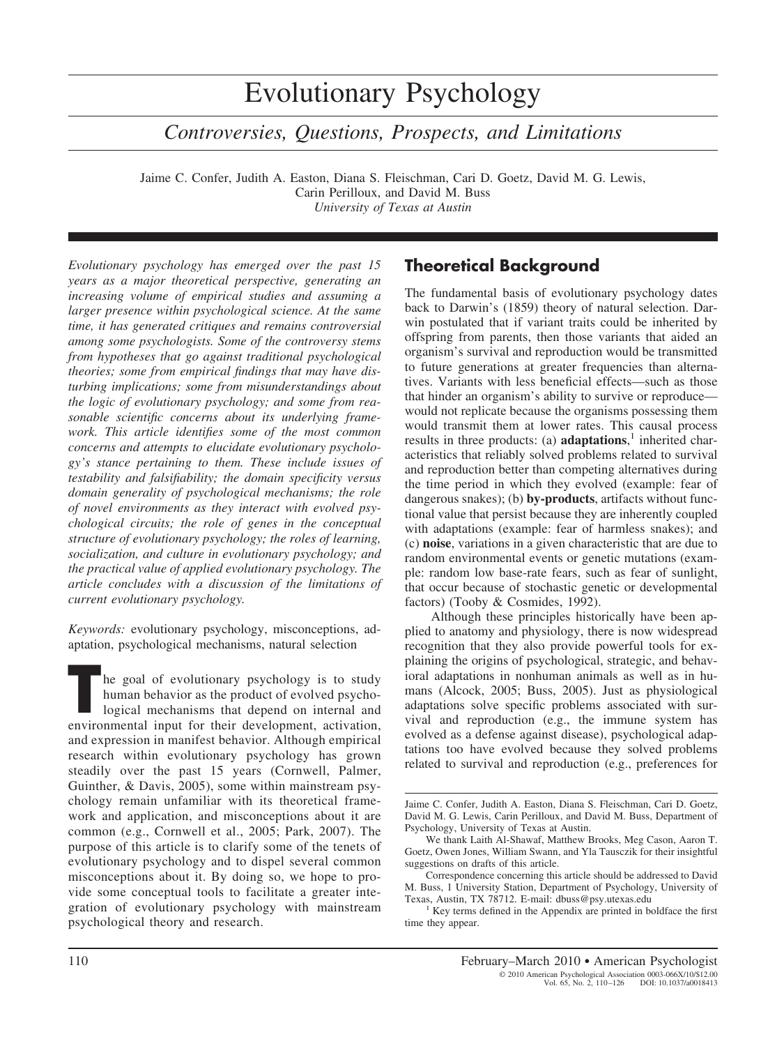# Evolutionary Psychology

## *Controversies, Questions, Prospects, and Limitations*

Jaime C. Confer, Judith A. Easton, Diana S. Fleischman, Cari D. Goetz, David M. G. Lewis, Carin Perilloux, and David M. Buss
*University of Texas at Austin*

*Evolutionary psychology has emerged over the past 15 years as a major theoretical perspective, generating an increasing volume of empirical studies and assuming a larger presence within psychological science. At the same time, it has generated critiques and remains controversial among some psychologists. Some of the controversy stems from hypotheses that go against traditional psychological theories; some from empirical findings that may have disturbing implications; some from misunderstandings about the logic of evolutionary psychology; and some from reasonable scientific concerns about its underlying framework. This article identifies some of the most common concerns and attempts to elucidate evolutionary psychology's stance pertaining to them. These include issues of testability and falsifiability; the domain specificity versus domain generality of psychological mechanisms; the role of novel environments as they interact with evolved psychological circuits; the role of genes in the conceptual structure of evolutionary psychology; the roles of learning, socialization, and culture in evolutionary psychology; and the practical value of applied evolutionary psychology. The article concludes with a discussion of the limitations of current evolutionary psychology.*

*Keywords:* evolutionary psychology, misconceptions, adaptation, psychological mechanisms, natural selection

The goal of evolutionary psychology is to study human behavior as the product of evolved psychological mechanisms that depend on internal and environmental input for their development, activation, and expression in manifest behavior. Although empirical research within evolutionary psychology has grown steadily over the past 15 years (Cornwell, Palmer, Guinther, & Davis, 2005), some within mainstream psychology remain unfamiliar with its theoretical framework and application, and misconceptions about it are common (e.g., Cornwell et al., 2005; Park, 2007). The purpose of this article is to clarify some of the tenets of evolutionary psychology and to dispel several common misconceptions about it. By doing so, we hope to provide some conceptual tools to facilitate a greater integration of evolutionary psychology with mainstream psychological theory and research.

## Theoretical Background

The fundamental basis of evolutionary psychology dates back to Darwin's (1859) theory of natural selection. Darwin postulated that if variant traits could be inherited by offspring from parents, then those variants that aided an organism's survival and reproduction would be transmitted to future generations at greater frequencies than alternatives. Variants with less beneficial effects—such as those that hinder an organism's ability to survive or reproduce—would not replicate because the organisms possessing them would transmit them at lower rates. This causal process results in three products: (a) **adaptations**,[1] inherited characteristics that reliably solved problems related to survival and reproduction better than competing alternatives during the time period in which they evolved (example: fear of dangerous snakes); (b) **by-products**, artifacts without functional value that persist because they are inherently coupled with adaptations (example: fear of harmless snakes); and (c) **noise**, variations in a given characteristic that are due to random environmental events or genetic mutations (example: random low base-rate fears, such as fear of sunlight, that occur because of stochastic genetic or developmental factors) (Tooby & Cosmides, 1992).

Although these principles historically have been applied to anatomy and physiology, there is now widespread recognition that they also provide powerful tools for explaining the origins of psychological, strategic, and behavioral adaptations in nonhuman animals as well as in humans (Alcock, 2005; Buss, 2005). Just as physiological adaptations solve specific problems associated with survival and reproduction (e.g., the immune system has evolved as a defense against disease), psychological adaptations too have evolved because they solved problems related to survival and reproduction (e.g., preferences for

---

Jaime C. Confer, Judith A. Easton, Diana S. Fleischman, Cari D. Goetz, David M. G. Lewis, Carin Perilloux, and David M. Buss, Department of Psychology, University of Texas at Austin.

We thank Laith Al-Shawaf, Matthew Brooks, Meg Cason, Aaron T. Goetz, Owen Jones, William Swann, and Yla Tausczik for their insightful suggestions on drafts of this article.

Correspondence concerning this article should be addressed to David M. Buss, 1 University Station, Department of Psychology, University of Texas, Austin, TX 78712. E-mail: dbuss@psy.utexas.edu

[1] Key terms defined in the Appendix are printed in boldface the first time they appear.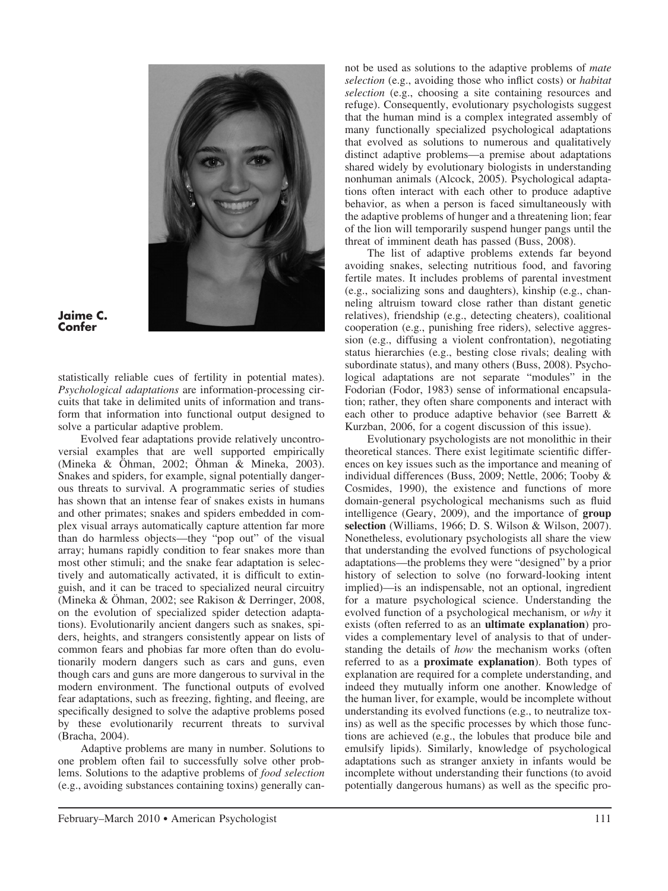Jaime C. Confer

statistically reliable cues of fertility in potential mates). *Psychological adaptations* are information-processing circuits that take in delimited units of information and transform that information into functional output designed to solve a particular adaptive problem.

Evolved fear adaptations provide relatively uncontroversial examples that are well supported empirically (Mineka & Öhman, 2002; Öhman & Mineka, 2003). Snakes and spiders, for example, signal potentially dangerous threats to survival. A programmatic series of studies has shown that an intense fear of snakes exists in humans and other primates; snakes and spiders embedded in complex visual arrays automatically capture attention far more than do harmless objects—they "pop out" of the visual array; humans rapidly condition to fear snakes more than most other stimuli; and the snake fear adaptation is selectively and automatically activated, it is difficult to extinguish, and it can be traced to specialized neural circuitry (Mineka & Öhman, 2002; see Rakison & Derringer, 2008, on the evolution of specialized spider detection adaptations). Evolutionarily ancient dangers such as snakes, spiders, heights, and strangers consistently appear on lists of common fears and phobias far more often than do evolutionarily modern dangers such as cars and guns, even though cars and guns are more dangerous to survival in the modern environment. The functional outputs of evolved fear adaptations, such as freezing, fighting, and fleeing, are specifically designed to solve the adaptive problems posed by these evolutionarily recurrent threats to survival (Bracha, 2004).

Adaptive problems are many in number. Solutions to one problem often fail to successfully solve other problems. Solutions to the adaptive problems of *food selection* (e.g., avoiding substances containing toxins) generally cannot be used as solutions to the adaptive problems of *mate selection* (e.g., avoiding those who inflict costs) or *habitat selection* (e.g., choosing a site containing resources and refuge). Consequently, evolutionary psychologists suggest that the human mind is a complex integrated assembly of many functionally specialized psychological adaptations that evolved as solutions to numerous and qualitatively distinct adaptive problems—a premise about adaptations shared widely by evolutionary biologists in understanding nonhuman animals (Alcock, 2005). Psychological adaptations often interact with each other to produce adaptive behavior, as when a person is faced simultaneously with the adaptive problems of hunger and a threatening lion; fear of the lion will temporarily suspend hunger pangs until the threat of imminent death has passed (Buss, 2008).

The list of adaptive problems extends far beyond avoiding snakes, selecting nutritious food, and favoring fertile mates. It includes problems of parental investment (e.g., socializing sons and daughters), kinship (e.g., channeling altruism toward close rather than distant genetic relatives), friendship (e.g., detecting cheaters), coalitional cooperation (e.g., punishing free riders), selective aggression (e.g., diffusing a violent confrontation), negotiating status hierarchies (e.g., besting close rivals; dealing with subordinate status), and many others (Buss, 2008). Psychological adaptations are not separate "modules" in the Fodorian (Fodor, 1983) sense of informational encapsulation; rather, they often share components and interact with each other to produce adaptive behavior (see Barrett & Kurzban, 2006, for a cogent discussion of this issue).

Evolutionary psychologists are not monolithic in their theoretical stances. There exist legitimate scientific differences on key issues such as the importance and meaning of individual differences (Buss, 2009; Nettle, 2006; Tooby & Cosmides, 1990), the existence and functions of more domain-general psychological mechanisms such as fluid intelligence (Geary, 2009), and the importance of **group selection** (Williams, 1966; D. S. Wilson & Wilson, 2007). Nonetheless, evolutionary psychologists all share the view that understanding the evolved functions of psychological adaptations—the problems they were "designed" by a prior history of selection to solve (no forward-looking intent implied)—is an indispensable, not an optional, ingredient for a mature psychological science. Understanding the evolved function of a psychological mechanism, or *why* it exists (often referred to as an **ultimate explanation**) provides a complementary level of analysis to that of understanding the details of *how* the mechanism works (often referred to as a **proximate explanation**). Both types of explanation are required for a complete understanding, and indeed they mutually inform one another. Knowledge of the human liver, for example, would be incomplete without understanding its evolved functions (e.g., to neutralize toxins) as well as the specific processes by which those functions are achieved (e.g., the lobules that produce bile and emulsify lipids). Similarly, knowledge of psychological adaptations such as stranger anxiety in infants would be incomplete without understanding their functions (to avoid potentially dangerous humans) as well as the specific pro-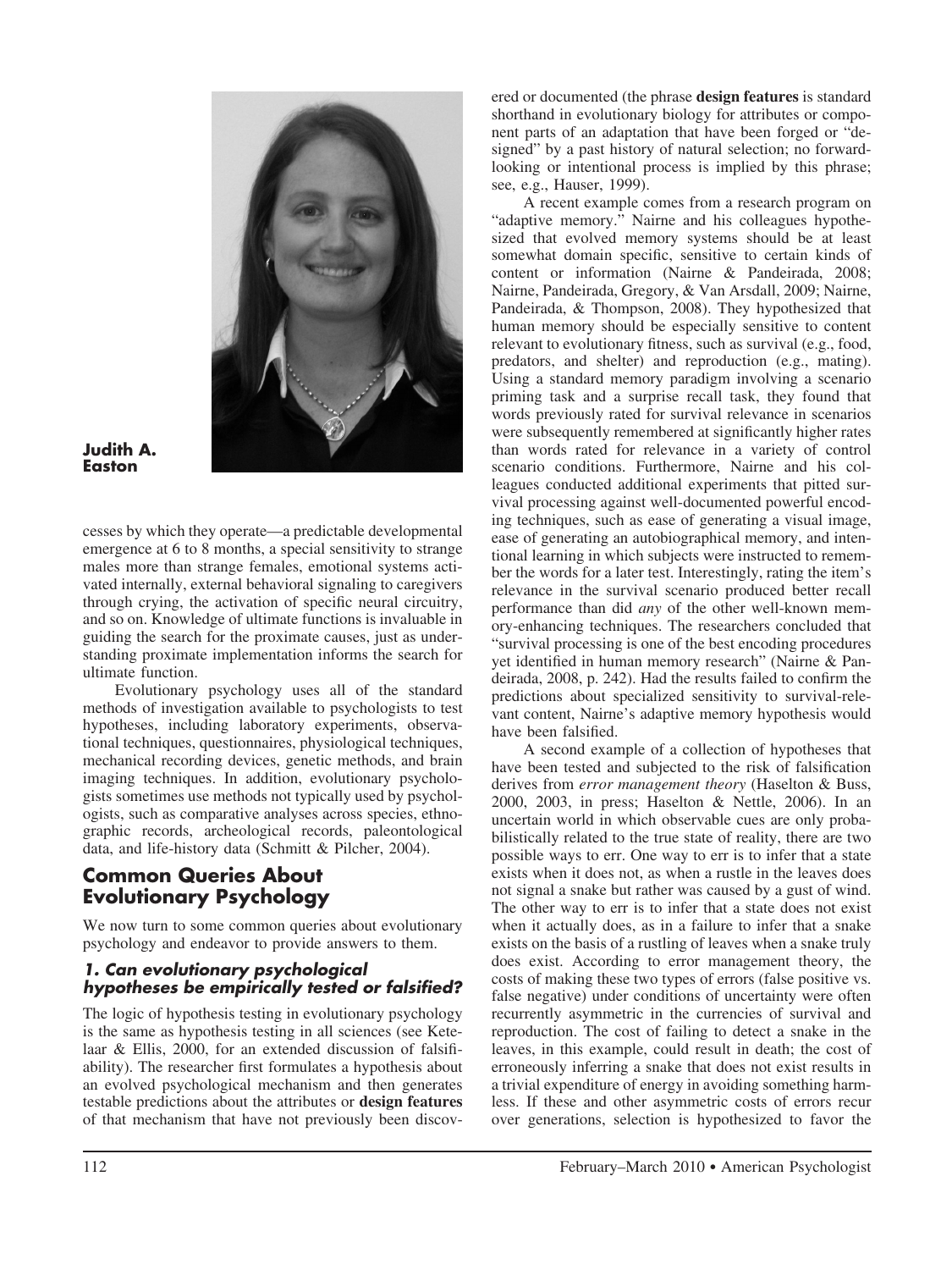**Judith A. Easton**

cesses by which they operate—a predictable developmental emergence at 6 to 8 months, a special sensitivity to strange males more than strange females, emotional systems activated internally, external behavioral signaling to caregivers through crying, the activation of specific neural circuitry, and so on. Knowledge of ultimate functions is invaluable in guiding the search for the proximate causes, just as understanding proximate implementation informs the search for ultimate function.

Evolutionary psychology uses all of the standard methods of investigation available to psychologists to test hypotheses, including laboratory experiments, observational techniques, questionnaires, physiological techniques, mechanical recording devices, genetic methods, and brain imaging techniques. In addition, evolutionary psychologists sometimes use methods not typically used by psychologists, such as comparative analyses across species, ethnographic records, archeological records, paleontological data, and life-history data (Schmitt & Pilcher, 2004).

## Common Queries About Evolutionary Psychology

We now turn to some common queries about evolutionary psychology and endeavor to provide answers to them.

### 1. Can evolutionary psychological hypotheses be empirically tested or falsified?

The logic of hypothesis testing in evolutionary psychology is the same as hypothesis testing in all sciences (see Ketelaar & Ellis, 2000, for an extended discussion of falsifiability). The researcher first formulates a hypothesis about an evolved psychological mechanism and then generates testable predictions about the attributes or **design features** of that mechanism that have not previously been discovered or documented (the phrase **design features** is standard shorthand in evolutionary biology for attributes or component parts of an adaptation that have been forged or "designed" by a past history of natural selection; no forward-looking or intentional process is implied by this phrase; see, e.g., Hauser, 1999).

A recent example comes from a research program on "adaptive memory." Nairne and his colleagues hypothesized that evolved memory systems should be at least somewhat domain specific, sensitive to certain kinds of content or information (Nairne & Pandeirada, 2008; Nairne, Pandeirada, Gregory, & Van Arsdall, 2009; Nairne, Pandeirada, & Thompson, 2008). They hypothesized that human memory should be especially sensitive to content relevant to evolutionary fitness, such as survival (e.g., food, predators, and shelter) and reproduction (e.g., mating). Using a standard memory paradigm involving a scenario priming task and a surprise recall task, they found that words previously rated for survival relevance in scenarios were subsequently remembered at significantly higher rates than words rated for relevance in a variety of control scenario conditions. Furthermore, Nairne and his colleagues conducted additional experiments that pitted survival processing against well-documented powerful encoding techniques, such as ease of generating a visual image, ease of generating an autobiographical memory, and intentional learning in which subjects were instructed to remember the words for a later test. Interestingly, rating the item's relevance in the survival scenario produced better recall performance than did *any* of the other well-known memory-enhancing techniques. The researchers concluded that "survival processing is one of the best encoding procedures yet identified in human memory research" (Nairne & Pandeirada, 2008, p. 242). Had the results failed to confirm the predictions about specialized sensitivity to survival-relevant content, Nairne's adaptive memory hypothesis would have been falsified.

A second example of a collection of hypotheses that have been tested and subjected to the risk of falsification derives from *error management theory* (Haselton & Buss, 2000, 2003, in press; Haselton & Nettle, 2006). In an uncertain world in which observable cues are only probabilistically related to the true state of reality, there are two possible ways to err. One way to err is to infer that a state exists when it does not, as when a rustle in the leaves does not signal a snake but rather was caused by a gust of wind. The other way to err is to infer that a state does not exist when it actually does, as in a failure to infer that a snake exists on the basis of a rustling of leaves when a snake truly does exist. According to error management theory, the costs of making these two types of errors (false positive vs. false negative) under conditions of uncertainty were often recurrently asymmetric in the currencies of survival and reproduction. The cost of failing to detect a snake in the leaves, in this example, could result in death; the cost of erroneously inferring a snake that does not exist results in a trivial expenditure of energy in avoiding something harmless. If these and other asymmetric costs of errors recur over generations, selection is hypothesized to favor the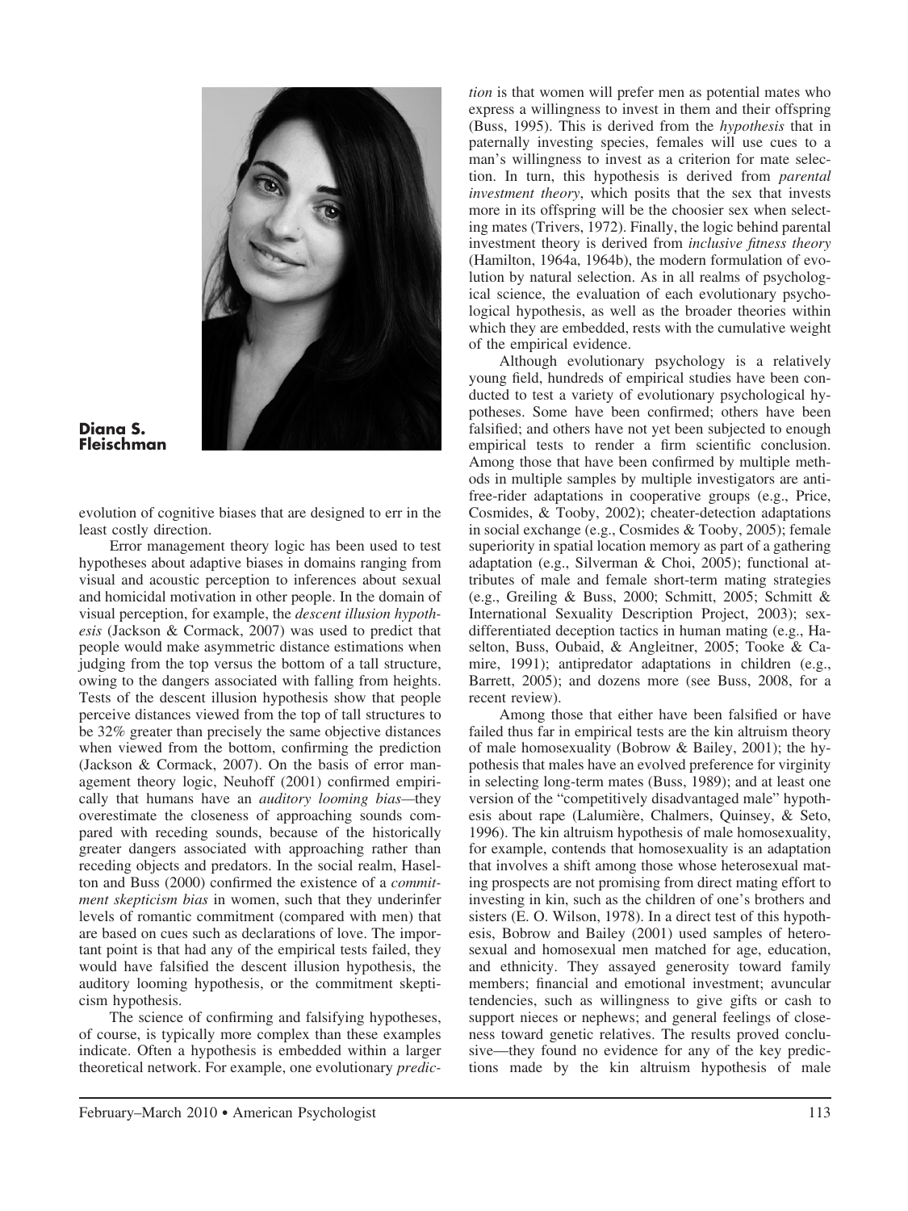**Diana S. Fleischman**

evolution of cognitive biases that are designed to err in the least costly direction.

Error management theory logic has been used to test hypotheses about adaptive biases in domains ranging from visual and acoustic perception to inferences about sexual and homicidal motivation in other people. In the domain of visual perception, for example, the *descent illusion hypothesis* (Jackson & Cormack, 2007) was used to predict that people would make asymmetric distance estimations when judging from the top versus the bottom of a tall structure, owing to the dangers associated with falling from heights. Tests of the descent illusion hypothesis show that people perceive distances viewed from the top of tall structures to be 32% greater than precisely the same objective distances when viewed from the bottom, confirming the prediction (Jackson & Cormack, 2007). On the basis of error management theory logic, Neuhoff (2001) confirmed empirically that humans have an *auditory looming bias*—they overestimate the closeness of approaching sounds compared with receding sounds, because of the historically greater dangers associated with approaching rather than receding objects and predators. In the social realm, Haselton and Buss (2000) confirmed the existence of a *commitment skepticism bias* in women, such that they underinfer levels of romantic commitment (compared with men) that are based on cues such as declarations of love. The important point is that had any of the empirical tests failed, they would have falsified the descent illusion hypothesis, the auditory looming hypothesis, or the commitment skepticism hypothesis.

The science of confirming and falsifying hypotheses, of course, is typically more complex than these examples indicate. Often a hypothesis is embedded within a larger theoretical network. For example, one evolutionary *prediction* is that women will prefer men as potential mates who express a willingness to invest in them and their offspring (Buss, 1995). This is derived from the *hypothesis* that in paternally investing species, females will use cues to a man's willingness to invest as a criterion for mate selection. In turn, this hypothesis is derived from *parental investment theory*, which posits that the sex that invests more in its offspring will be the choosier sex when selecting mates (Trivers, 1972). Finally, the logic behind parental investment theory is derived from *inclusive fitness theory* (Hamilton, 1964a, 1964b), the modern formulation of evolution by natural selection. As in all realms of psychological science, the evaluation of each evolutionary psychological hypothesis, as well as the broader theories within which they are embedded, rests with the cumulative weight of the empirical evidence.

Although evolutionary psychology is a relatively young field, hundreds of empirical studies have been conducted to test a variety of evolutionary psychological hypotheses. Some have been confirmed; others have been falsified; and others have not yet been subjected to enough empirical tests to render a firm scientific conclusion. Among those that have been confirmed by multiple methods in multiple samples by multiple investigators are anti-free-rider adaptations in cooperative groups (e.g., Price, Cosmides, & Tooby, 2002); cheater-detection adaptations in social exchange (e.g., Cosmides & Tooby, 2005); female superiority in spatial location memory as part of a gathering adaptation (e.g., Silverman & Choi, 2005); functional attributes of male and female short-term mating strategies (e.g., Greiling & Buss, 2000; Schmitt, 2005; Schmitt & International Sexuality Description Project, 2003); sex-differentiated deception tactics in human mating (e.g., Haselton, Buss, Oubaid, & Angleitner, 2005; Tooke & Camire, 1991); antipredator adaptations in children (e.g., Barrett, 2005); and dozens more (see Buss, 2008, for a recent review).

Among those that either have been falsified or have failed thus far in empirical tests are the kin altruism theory of male homosexuality (Bobrow & Bailey, 2001); the hypothesis that males have an evolved preference for virginity in selecting long-term mates (Buss, 1989); and at least one version of the "competitively disadvantaged male" hypothesis about rape (Lalumière, Chalmers, Quinsey, & Seto, 1996). The kin altruism hypothesis of male homosexuality, for example, contends that homosexuality is an adaptation that involves a shift among those whose heterosexual mating prospects are not promising from direct mating effort to investing in kin, such as the children of one's brothers and sisters (E. O. Wilson, 1978). In a direct test of this hypothesis, Bobrow and Bailey (2001) used samples of heterosexual and homosexual men matched for age, education, and ethnicity. They assayed generosity toward family members; financial and emotional investment; avuncular tendencies, such as willingness to give gifts or cash to support nieces or nephews; and general feelings of closeness toward genetic relatives. The results proved conclusive—they found no evidence for any of the key predictions made by the kin altruism hypothesis of male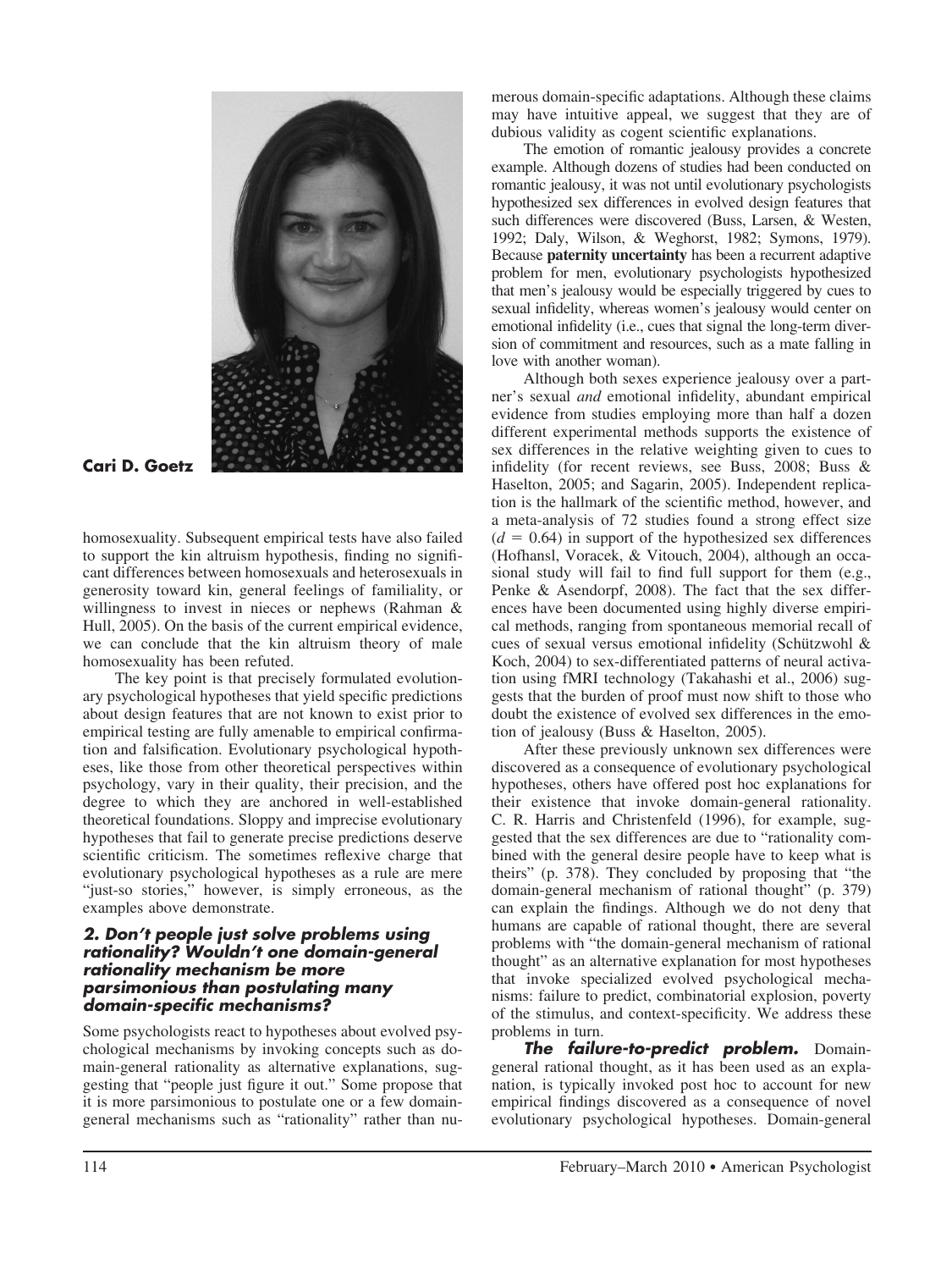Cari D. Goetz

homosexuality. Subsequent empirical tests have also failed to support the kin altruism hypothesis, finding no significant differences between homosexuals and heterosexuals in generosity toward kin, general feelings of familiality, or willingness to invest in nieces or nephews (Rahman & Hull, 2005). On the basis of the current empirical evidence, we can conclude that the kin altruism theory of male homosexuality has been refuted.

The key point is that precisely formulated evolutionary psychological hypotheses that yield specific predictions about design features that are not known to exist prior to empirical testing are fully amenable to empirical confirmation and falsification. Evolutionary psychological hypotheses, like those from other theoretical perspectives within psychology, vary in their quality, their precision, and the degree to which they are anchored in well-established theoretical foundations. Sloppy and imprecise evolutionary hypotheses that fail to generate precise predictions deserve scientific criticism. The sometimes reflexive charge that evolutionary psychological hypotheses as a rule are mere "just-so stories," however, is simply erroneous, as the examples above demonstrate.

### 2. Don't people just solve problems using rationality? Wouldn't one domain-general rationality mechanism be more parsimonious than postulating many domain-specific mechanisms?

Some psychologists react to hypotheses about evolved psychological mechanisms by invoking concepts such as domain-general rationality as alternative explanations, suggesting that "people just figure it out." Some propose that it is more parsimonious to postulate one or a few domain-general mechanisms such as "rationality" rather than numerous domain-specific adaptations. Although these claims may have intuitive appeal, we suggest that they are of dubious validity as cogent scientific explanations.

The emotion of romantic jealousy provides a concrete example. Although dozens of studies had been conducted on romantic jealousy, it was not until evolutionary psychologists hypothesized sex differences in evolved design features that such differences were discovered (Buss, Larsen, & Westen, 1992; Daly, Wilson, & Weghorst, 1982; Symons, 1979). Because **paternity uncertainty** has been a recurrent adaptive problem for men, evolutionary psychologists hypothesized that men's jealousy would be especially triggered by cues to sexual infidelity, whereas women's jealousy would center on emotional infidelity (i.e., cues that signal the long-term diversion of commitment and resources, such as a mate falling in love with another woman).

Although both sexes experience jealousy over a partner's sexual *and* emotional infidelity, abundant empirical evidence from studies employing more than half a dozen different experimental methods supports the existence of sex differences in the relative weighting given to cues to infidelity (for recent reviews, see Buss, 2008; Buss & Haselton, 2005; and Sagarin, 2005). Independent replication is the hallmark of the scientific method, however, and a meta-analysis of 72 studies found a strong effect size ($d = 0.64$) in support of the hypothesized sex differences (Hofhansl, Voracek, & Vitouch, 2004), although an occasional study will fail to find full support for them (e.g., Penke & Asendorpf, 2008). The fact that the sex differences have been documented using highly diverse empirical methods, ranging from spontaneous memorial recall of cues of sexual versus emotional infidelity (Schützwohl & Koch, 2004) to sex-differentiated patterns of neural activation using fMRI technology (Takahashi et al., 2006) suggests that the burden of proof must now shift to those who doubt the existence of evolved sex differences in the emotion of jealousy (Buss & Haselton, 2005).

After these previously unknown sex differences were discovered as a consequence of evolutionary psychological hypotheses, others have offered post hoc explanations for their existence that invoke domain-general rationality. C. R. Harris and Christenfeld (1996), for example, suggested that the sex differences are due to "rationality combined with the general desire people have to keep what is theirs" (p. 378). They concluded by proposing that "the domain-general mechanism of rational thought" (p. 379) can explain the findings. Although we do not deny that humans are capable of rational thought, there are several problems with "the domain-general mechanism of rational thought" as an alternative explanation for most hypotheses that invoke specialized evolved psychological mechanisms: failure to predict, combinatorial explosion, poverty of the stimulus, and context-specificity. We address these problems in turn.

***The failure-to-predict problem.*** Domain-general rational thought, as it has been used as an explanation, is typically invoked post hoc to account for new empirical findings discovered as a consequence of novel evolutionary psychological hypotheses. Domain-general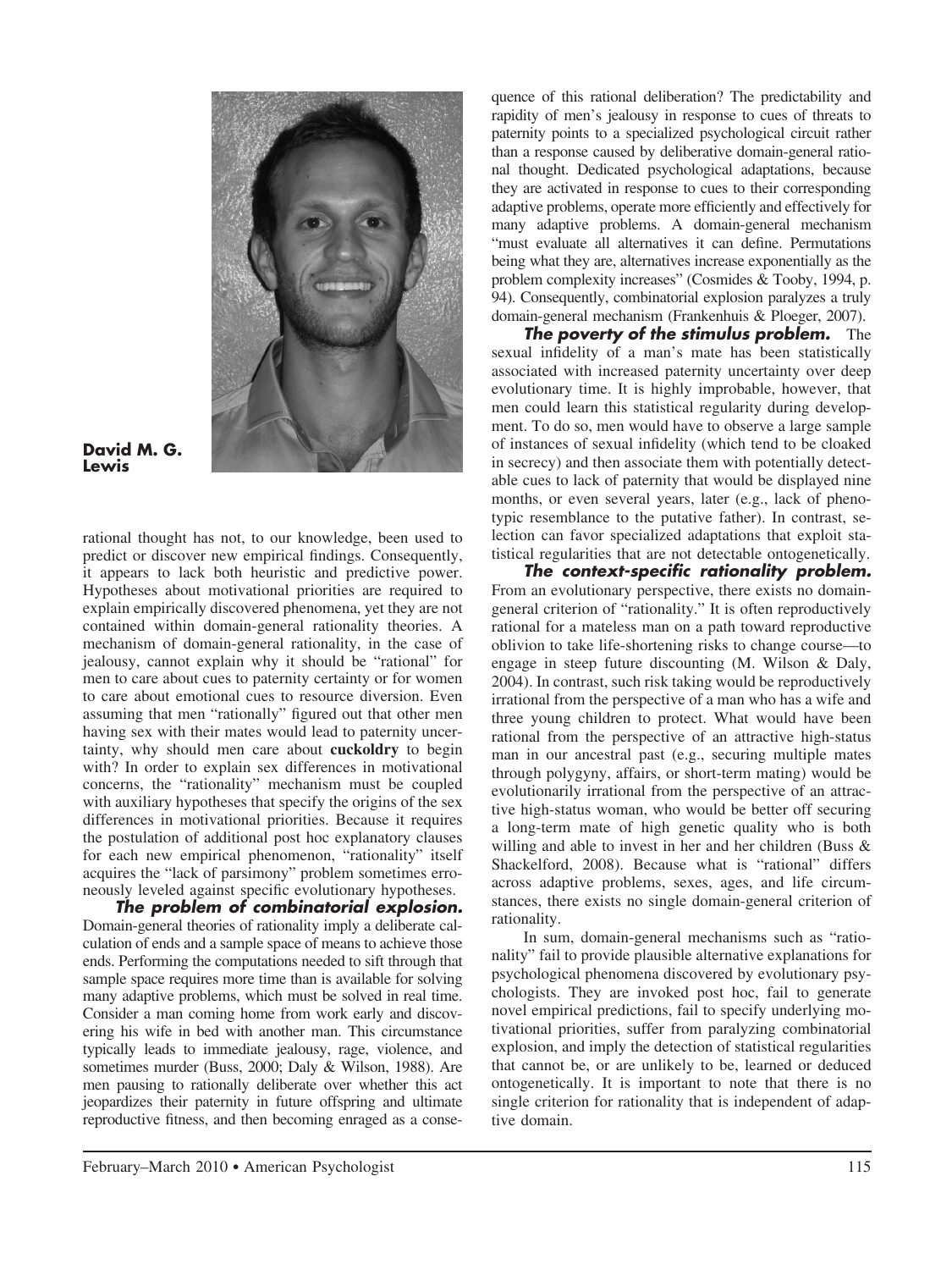**David M. G. Lewis**

rational thought has not, to our knowledge, been used to predict or discover new empirical findings. Consequently, it appears to lack both heuristic and predictive power. Hypotheses about motivational priorities are required to explain empirically discovered phenomena, yet they are not contained within domain-general rationality theories. A mechanism of domain-general rationality, in the case of jealousy, cannot explain why it should be "rational" for men to care about cues to paternity certainty or for women to care about emotional cues to resource diversion. Even assuming that men "rationally" figured out that other men having sex with their mates would lead to paternity uncertainty, why should men care about **cuckoldry** to begin with? In order to explain sex differences in motivational concerns, the "rationality" mechanism must be coupled with auxiliary hypotheses that specify the origins of the sex differences in motivational priorities. Because it requires the postulation of additional post hoc explanatory clauses for each new empirical phenomenon, "rationality" itself acquires the "lack of parsimony" problem sometimes erroneously leveled against specific evolutionary hypotheses.

***The problem of combinatorial explosion.*** Domain-general theories of rationality imply a deliberate calculation of ends and a sample space of means to achieve those ends. Performing the computations needed to sift through that sample space requires more time than is available for solving many adaptive problems, which must be solved in real time. Consider a man coming home from work early and discovering his wife in bed with another man. This circumstance typically leads to immediate jealousy, rage, violence, and sometimes murder (Buss, 2000; Daly & Wilson, 1988). Are men pausing to rationally deliberate over whether this act jeopardizes their paternity in future offspring and ultimate reproductive fitness, and then becoming enraged as a consequence of this rational deliberation? The predictability and rapidity of men's jealousy in response to cues of threats to paternity points to a specialized psychological circuit rather than a response caused by deliberative domain-general rational thought. Dedicated psychological adaptations, because they are activated in response to cues to their corresponding adaptive problems, operate more efficiently and effectively for many adaptive problems. A domain-general mechanism "must evaluate all alternatives it can define. Permutations being what they are, alternatives increase exponentially as the problem complexity increases" (Cosmides & Tooby, 1994, p. 94). Consequently, combinatorial explosion paralyzes a truly domain-general mechanism (Frankenhuis & Ploeger, 2007).

***The poverty of the stimulus problem.*** The sexual infidelity of a man's mate has been statistically associated with increased paternity uncertainty over deep evolutionary time. It is highly improbable, however, that men could learn this statistical regularity during development. To do so, men would have to observe a large sample of instances of sexual infidelity (which tend to be cloaked in secrecy) and then associate them with potentially detectable cues to lack of paternity that would be displayed nine months, or even several years, later (e.g., lack of phenotypic resemblance to the putative father). In contrast, selection can favor specialized adaptations that exploit statistical regularities that are not detectable ontogenetically.

***The context-specific rationality problem.*** From an evolutionary perspective, there exists no domain-general criterion of "rationality." It is often reproductively rational for a mateless man on a path toward reproductive oblivion to take life-shortening risks to change course—to engage in steep future discounting (M. Wilson & Daly, 2004). In contrast, such risk taking would be reproductively irrational from the perspective of a man who has a wife and three young children to protect. What would have been rational from the perspective of an attractive high-status man in our ancestral past (e.g., securing multiple mates through polygyny, affairs, or short-term mating) would be evolutionarily irrational from the perspective of an attractive high-status woman, who would be better off securing a long-term mate of high genetic quality who is both willing and able to invest in her and her children (Buss & Shackelford, 2008). Because what is "rational" differs across adaptive problems, sexes, ages, and life circumstances, there exists no single domain-general criterion of rationality.

In sum, domain-general mechanisms such as "rationality" fail to provide plausible alternative explanations for psychological phenomena discovered by evolutionary psychologists. They are invoked post hoc, fail to generate novel empirical predictions, fail to specify underlying motivational priorities, suffer from paralyzing combinatorial explosion, and imply the detection of statistical regularities that cannot be, or are unlikely to be, learned or deduced ontogenetically. It is important to note that there is no single criterion for rationality that is independent of adaptive domain.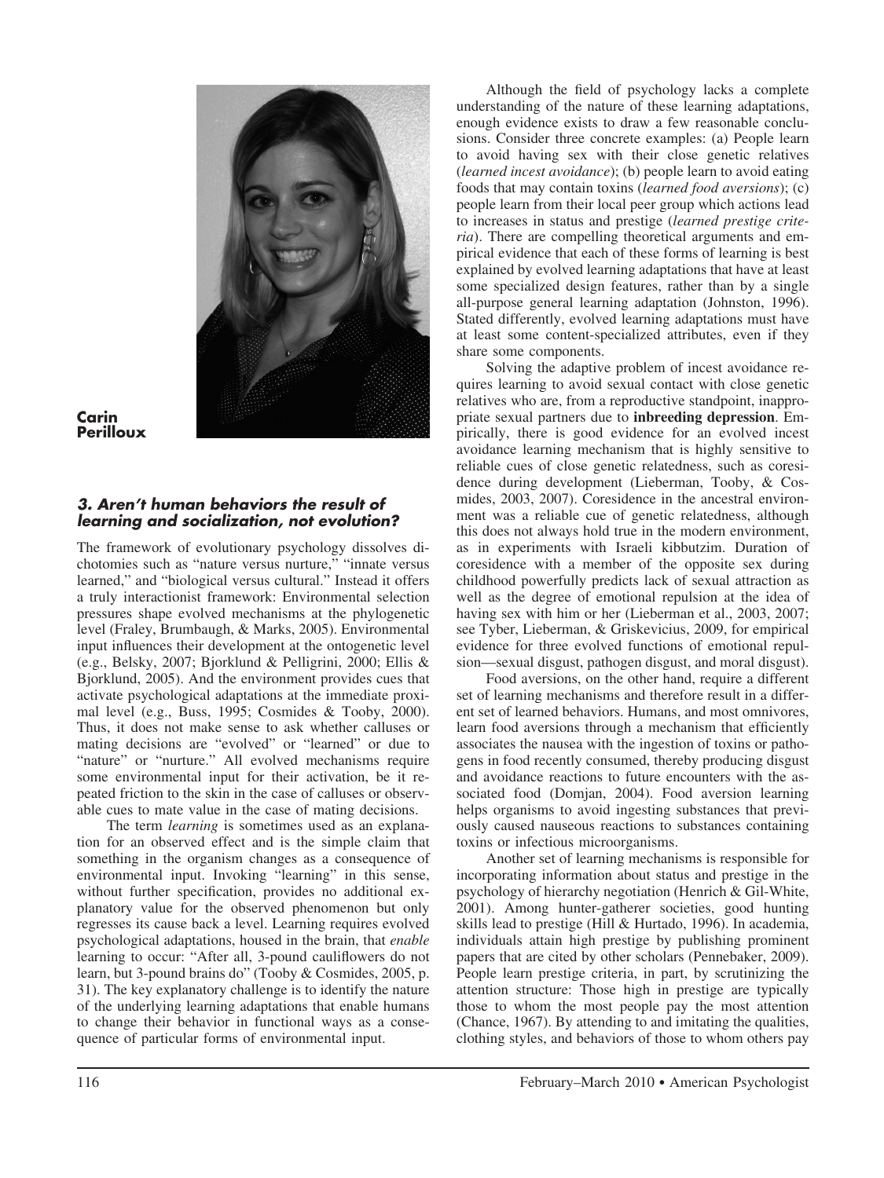**Carin Perilloux**

### 3. Aren't human behaviors the result of learning and socialization, not evolution?

The framework of evolutionary psychology dissolves dichotomies such as "nature versus nurture," "innate versus learned," and "biological versus cultural." Instead it offers a truly interactionist framework: Environmental selection pressures shape evolved mechanisms at the phylogenetic level (Fraley, Brumbaugh, & Marks, 2005). Environmental input influences their development at the ontogenetic level (e.g., Belsky, 2007; Bjorklund & Pelligrini, 2000; Ellis & Bjorklund, 2005). And the environment provides cues that activate psychological adaptations at the immediate proximal level (e.g., Buss, 1995; Cosmides & Tooby, 2000). Thus, it does not make sense to ask whether calluses or mating decisions are "evolved" or "learned" or due to "nature" or "nurture." All evolved mechanisms require some environmental input for their activation, be it repeated friction to the skin in the case of calluses or observable cues to mate value in the case of mating decisions.

The term *learning* is sometimes used as an explanation for an observed effect and is the simple claim that something in the organism changes as a consequence of environmental input. Invoking "learning" in this sense, without further specification, provides no additional explanatory value for the observed phenomenon but only regresses its cause back a level. Learning requires evolved psychological adaptations, housed in the brain, that *enable* learning to occur: "After all, 3-pound cauliflowers do not learn, but 3-pound brains do" (Tooby & Cosmides, 2005, p. 31). The key explanatory challenge is to identify the nature of the underlying learning adaptations that enable humans to change their behavior in functional ways as a consequence of particular forms of environmental input.

Although the field of psychology lacks a complete understanding of the nature of these learning adaptations, enough evidence exists to draw a few reasonable conclusions. Consider three concrete examples: (a) People learn to avoid having sex with their close genetic relatives (*learned incest avoidance*); (b) people learn to avoid eating foods that may contain toxins (*learned food aversions*); (c) people learn from their local peer group which actions lead to increases in status and prestige (*learned prestige criteria*). There are compelling theoretical arguments and empirical evidence that each of these forms of learning is best explained by evolved learning adaptations that have at least some specialized design features, rather than by a single all-purpose general learning adaptation (Johnston, 1996). Stated differently, evolved learning adaptations must have at least some content-specialized attributes, even if they share some components.

Solving the adaptive problem of incest avoidance requires learning to avoid sexual contact with close genetic relatives who are, from a reproductive standpoint, inappropriate sexual partners due to **inbreeding depression**. Empirically, there is good evidence for an evolved incest avoidance learning mechanism that is highly sensitive to reliable cues of close genetic relatedness, such as coresidence during development (Lieberman, Tooby, & Cosmides, 2003, 2007). Coresidence in the ancestral environment was a reliable cue of genetic relatedness, although this does not always hold true in the modern environment, as in experiments with Israeli kibbutzim. Duration of coresidence with a member of the opposite sex during childhood powerfully predicts lack of sexual attraction as well as the degree of emotional repulsion at the idea of having sex with him or her (Lieberman et al., 2003, 2007; see Tyber, Lieberman, & Griskevicius, 2009, for empirical evidence for three evolved functions of emotional repulsion—sexual disgust, pathogen disgust, and moral disgust).

Food aversions, on the other hand, require a different set of learning mechanisms and therefore result in a different set of learned behaviors. Humans, and most omnivores, learn food aversions through a mechanism that efficiently associates the nausea with the ingestion of toxins or pathogens in food recently consumed, thereby producing disgust and avoidance reactions to future encounters with the associated food (Domjan, 2004). Food aversion learning helps organisms to avoid ingesting substances that previously caused nauseous reactions to substances containing toxins or infectious microorganisms.

Another set of learning mechanisms is responsible for incorporating information about status and prestige in the psychology of hierarchy negotiation (Henrich & Gil-White, 2001). Among hunter-gatherer societies, good hunting skills lead to prestige (Hill & Hurtado, 1996). In academia, individuals attain high prestige by publishing prominent papers that are cited by other scholars (Pennebaker, 2009). People learn prestige criteria, in part, by scrutinizing the attention structure: Those high in prestige are typically those to whom the most people pay the most attention (Chance, 1967). By attending to and imitating the qualities, clothing styles, and behaviors of those to whom others pay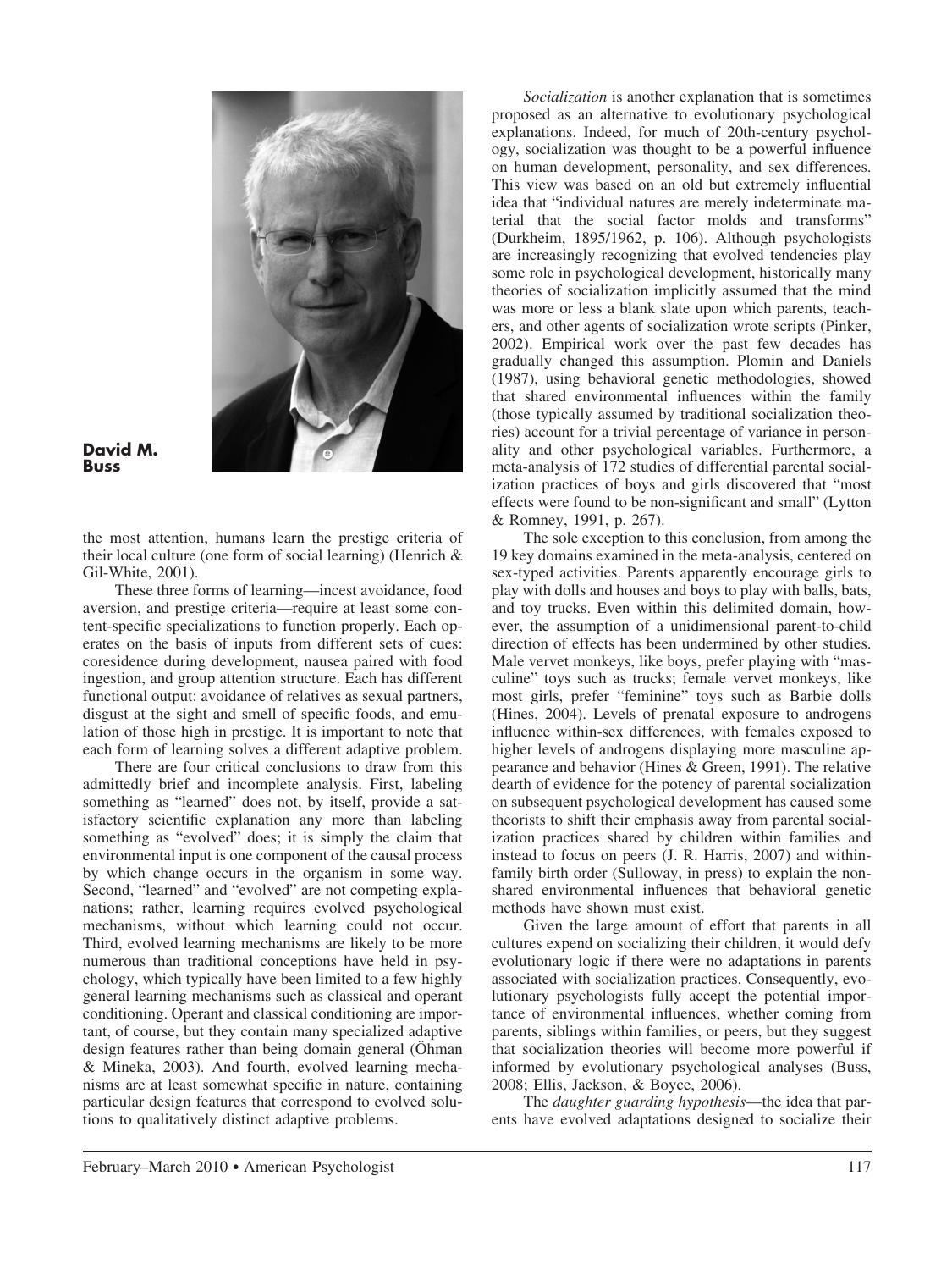**David M. Buss**

the most attention, humans learn the prestige criteria of their local culture (one form of social learning) (Henrich & Gil-White, 2001).

These three forms of learning—incest avoidance, food aversion, and prestige criteria—require at least some content-specific specializations to function properly. Each operates on the basis of inputs from different sets of cues: coresidence during development, nausea paired with food ingestion, and group attention structure. Each has different functional output: avoidance of relatives as sexual partners, disgust at the sight and smell of specific foods, and emulation of those high in prestige. It is important to note that each form of learning solves a different adaptive problem.

There are four critical conclusions to draw from this admittedly brief and incomplete analysis. First, labeling something as "learned" does not, by itself, provide a satisfactory scientific explanation any more than labeling something as "evolved" does; it is simply the claim that environmental input is one component of the causal process by which change occurs in the organism in some way. Second, "learned" and "evolved" are not competing explanations; rather, learning requires evolved psychological mechanisms, without which learning could not occur. Third, evolved learning mechanisms are likely to be more numerous than traditional conceptions have held in psychology, which typically have been limited to a few highly general learning mechanisms such as classical and operant conditioning. Operant and classical conditioning are important, of course, but they contain many specialized adaptive design features rather than being domain general (Öhman & Mineka, 2003). And fourth, evolved learning mechanisms are at least somewhat specific in nature, containing particular design features that correspond to evolved solutions to qualitatively distinct adaptive problems.

*Socialization* is another explanation that is sometimes proposed as an alternative to evolutionary psychological explanations. Indeed, for much of 20th-century psychology, socialization was thought to be a powerful influence on human development, personality, and sex differences. This view was based on an old but extremely influential idea that "individual natures are merely indeterminate material that the social factor molds and transforms" (Durkheim, 1895/1962, p. 106). Although psychologists are increasingly recognizing that evolved tendencies play some role in psychological development, historically many theories of socialization implicitly assumed that the mind was more or less a blank slate upon which parents, teachers, and other agents of socialization wrote scripts (Pinker, 2002). Empirical work over the past few decades has gradually changed this assumption. Plomin and Daniels (1987), using behavioral genetic methodologies, showed that shared environmental influences within the family (those typically assumed by traditional socialization theories) account for a trivial percentage of variance in personality and other psychological variables. Furthermore, a meta-analysis of 172 studies of differential parental socialization practices of boys and girls discovered that "most effects were found to be non-significant and small" (Lytton & Romney, 1991, p. 267).

The sole exception to this conclusion, from among the 19 key domains examined in the meta-analysis, centered on sex-typed activities. Parents apparently encourage girls to play with dolls and houses and boys to play with balls, bats, and toy trucks. Even within this delimited domain, however, the assumption of a unidimensional parent-to-child direction of effects has been undermined by other studies. Male vervet monkeys, like boys, prefer playing with "masculine" toys such as trucks; female vervet monkeys, like most girls, prefer "feminine" toys such as Barbie dolls (Hines, 2004). Levels of prenatal exposure to androgens influence within-sex differences, with females exposed to higher levels of androgens displaying more masculine appearance and behavior (Hines & Green, 1991). The relative dearth of evidence for the potency of parental socialization on subsequent psychological development has caused some theorists to shift their emphasis away from parental socialization practices shared by children within families and instead to focus on peers (J. R. Harris, 2007) and within-family birth order (Sulloway, in press) to explain the nonshared environmental influences that behavioral genetic methods have shown must exist.

Given the large amount of effort that parents in all cultures expend on socializing their children, it would defy evolutionary logic if there were no adaptations in parents associated with socialization practices. Consequently, evolutionary psychologists fully accept the potential importance of environmental influences, whether coming from parents, siblings within families, or peers, but they suggest that socialization theories will become more powerful if informed by evolutionary psychological analyses (Buss, 2008; Ellis, Jackson, & Boyce, 2006).

The *daughter guarding hypothesis*—the idea that parents have evolved adaptations designed to socialize their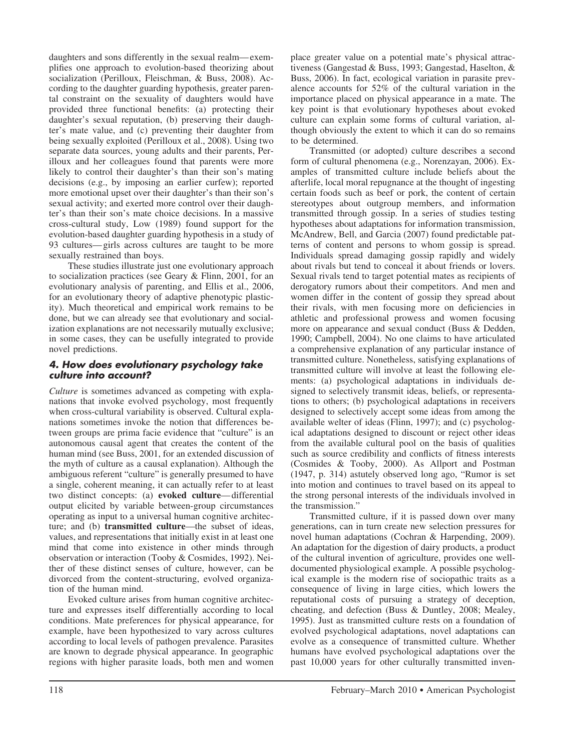daughters and sons differently in the sexual realm—exemplifies one approach to evolution-based theorizing about socialization (Perilloux, Fleischman, & Buss, 2008). According to the daughter guarding hypothesis, greater parental constraint on the sexuality of daughters would have provided three functional benefits: (a) protecting their daughter's sexual reputation, (b) preserving their daughter's mate value, and (c) preventing their daughter from being sexually exploited (Perilloux et al., 2008). Using two separate data sources, young adults and their parents, Perilloux and her colleagues found that parents were more likely to control their daughter's than their son's mating decisions (e.g., by imposing an earlier curfew); reported more emotional upset over their daughter's than their son's sexual activity; and exerted more control over their daughter's than their son's mate choice decisions. In a massive cross-cultural study, Low (1989) found support for the evolution-based daughter guarding hypothesis in a study of 93 cultures—girls across cultures are taught to be more sexually restrained than boys.

These studies illustrate just one evolutionary approach to socialization practices (see Geary & Flinn, 2001, for an evolutionary analysis of parenting, and Ellis et al., 2006, for an evolutionary theory of adaptive phenotypic plasticity). Much theoretical and empirical work remains to be done, but we can already see that evolutionary and socialization explanations are not necessarily mutually exclusive; in some cases, they can be usefully integrated to provide novel predictions.

### 4. How does evolutionary psychology take culture into account?

*Culture* is sometimes advanced as competing with explanations that invoke evolved psychology, most frequently when cross-cultural variability is observed. Cultural explanations sometimes invoke the notion that differences between groups are prima facie evidence that "culture" is an autonomous causal agent that creates the content of the human mind (see Buss, 2001, for an extended discussion of the myth of culture as a causal explanation). Although the ambiguous referent "culture" is generally presumed to have a single, coherent meaning, it can actually refer to at least two distinct concepts: (a) **evoked culture**—differential output elicited by variable between-group circumstances operating as input to a universal human cognitive architecture; and (b) **transmitted culture**—the subset of ideas, values, and representations that initially exist in at least one mind that come into existence in other minds through observation or interaction (Tooby & Cosmides, 1992). Neither of these distinct senses of culture, however, can be divorced from the content-structuring, evolved organization of the human mind.

Evoked culture arises from human cognitive architecture and expresses itself differentially according to local conditions. Mate preferences for physical appearance, for example, have been hypothesized to vary across cultures according to local levels of pathogen prevalence. Parasites are known to degrade physical appearance. In geographic regions with higher parasite loads, both men and women place greater value on a potential mate's physical attractiveness (Gangestad & Buss, 1993; Gangestad, Haselton, & Buss, 2006). In fact, ecological variation in parasite prevalence accounts for 52% of the cultural variation in the importance placed on physical appearance in a mate. The key point is that evolutionary hypotheses about evoked culture can explain some forms of cultural variation, although obviously the extent to which it can do so remains to be determined.

Transmitted (or adopted) culture describes a second form of cultural phenomena (e.g., Norenzayan, 2006). Examples of transmitted culture include beliefs about the afterlife, local moral repugnance at the thought of ingesting certain foods such as beef or pork, the content of certain stereotypes about outgroup members, and information transmitted through gossip. In a series of studies testing hypotheses about adaptations for information transmission, McAndrew, Bell, and Garcia (2007) found predictable patterns of content and persons to whom gossip is spread. Individuals spread damaging gossip rapidly and widely about rivals but tend to conceal it about friends or lovers. Sexual rivals tend to target potential mates as recipients of derogatory rumors about their competitors. And men and women differ in the content of gossip they spread about their rivals, with men focusing more on deficiencies in athletic and professional prowess and women focusing more on appearance and sexual conduct (Buss & Dedden, 1990; Campbell, 2004). No one claims to have articulated a comprehensive explanation of any particular instance of transmitted culture. Nonetheless, satisfying explanations of transmitted culture will involve at least the following elements: (a) psychological adaptations in individuals designed to selectively transmit ideas, beliefs, or representations to others; (b) psychological adaptations in receivers designed to selectively accept some ideas from among the available welter of ideas (Flinn, 1997); and (c) psychological adaptations designed to discount or reject other ideas from the available cultural pool on the basis of qualities such as source credibility and conflicts of fitness interests (Cosmides & Tooby, 2000). As Allport and Postman (1947, p. 314) astutely observed long ago, "Rumor is set into motion and continues to travel based on its appeal to the strong personal interests of the individuals involved in the transmission."

Transmitted culture, if it is passed down over many generations, can in turn create new selection pressures for novel human adaptations (Cochran & Harpending, 2009). An adaptation for the digestion of dairy products, a product of the cultural invention of agriculture, provides one well-documented physiological example. A possible psychological example is the modern rise of sociopathic traits as a consequence of living in large cities, which lowers the reputational costs of pursuing a strategy of deception, cheating, and defection (Buss & Duntley, 2008; Mealey, 1995). Just as transmitted culture rests on a foundation of evolved psychological adaptations, novel adaptations can evolve as a consequence of transmitted culture. Whether humans have evolved psychological adaptations over the past 10,000 years for other culturally transmitted inven-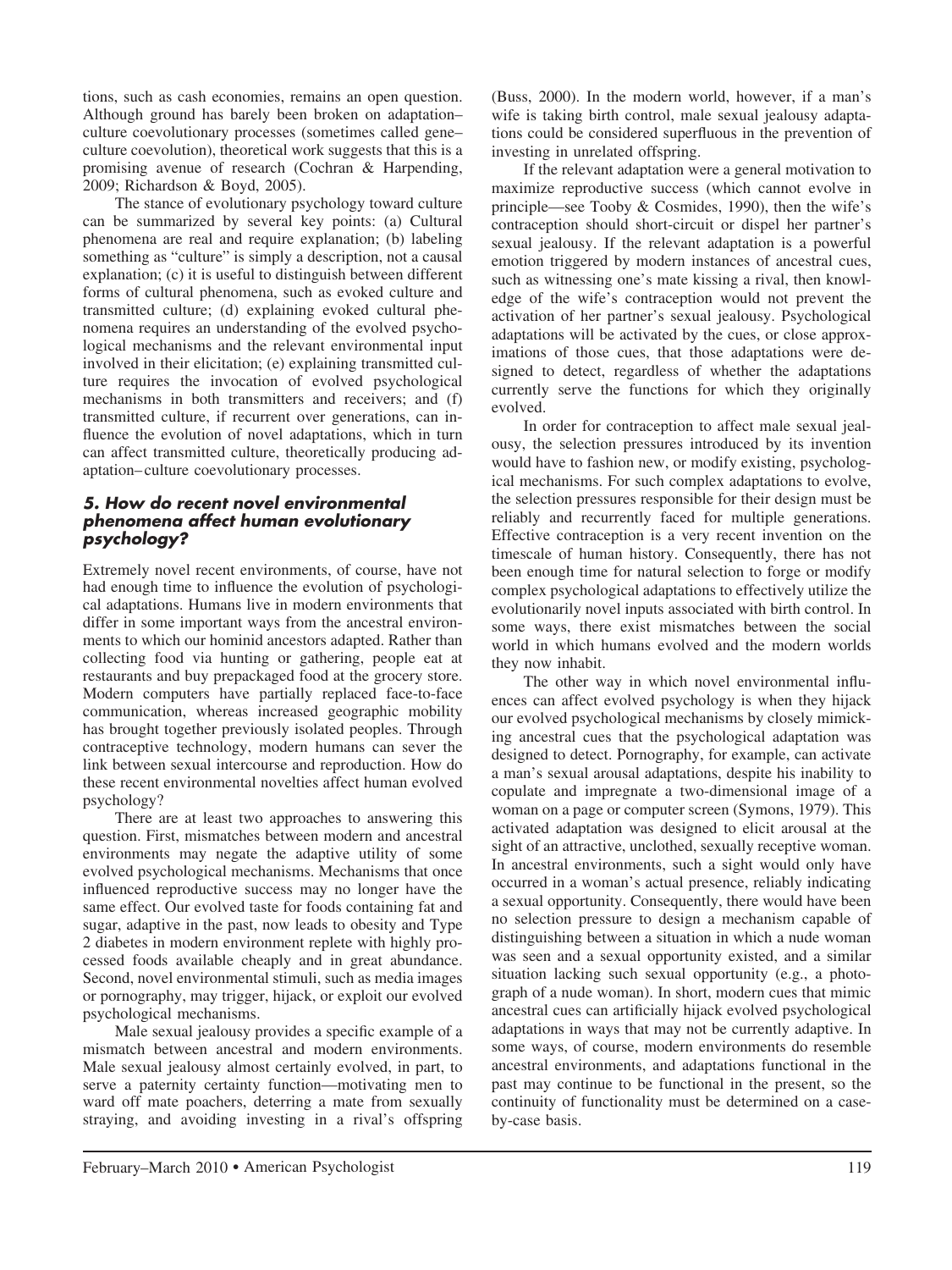tions, such as cash economies, remains an open question. Although ground has barely been broken on adaptation–culture coevolutionary processes (sometimes called gene–culture coevolution), theoretical work suggests that this is a promising avenue of research (Cochran & Harpending, 2009; Richardson & Boyd, 2005).

The stance of evolutionary psychology toward culture can be summarized by several key points: (a) Cultural phenomena are real and require explanation; (b) labeling something as "culture" is simply a description, not a causal explanation; (c) it is useful to distinguish between different forms of cultural phenomena, such as evoked culture and transmitted culture; (d) explaining evoked cultural phenomena requires an understanding of the evolved psychological mechanisms and the relevant environmental input involved in their elicitation; (e) explaining transmitted culture requires the invocation of evolved psychological mechanisms in both transmitters and receivers; and (f) transmitted culture, if recurrent over generations, can influence the evolution of novel adaptations, which in turn can affect transmitted culture, theoretically producing adaptation–culture coevolutionary processes.

### *5. How do recent novel environmental phenomena affect human evolutionary psychology?*

Extremely novel recent environments, of course, have not had enough time to influence the evolution of psychological adaptations. Humans live in modern environments that differ in some important ways from the ancestral environments to which our hominid ancestors adapted. Rather than collecting food via hunting or gathering, people eat at restaurants and buy prepackaged food at the grocery store. Modern computers have partially replaced face-to-face communication, whereas increased geographic mobility has brought together previously isolated peoples. Through contraceptive technology, modern humans can sever the link between sexual intercourse and reproduction. How do these recent environmental novelties affect human evolved psychology?

There are at least two approaches to answering this question. First, mismatches between modern and ancestral environments may negate the adaptive utility of some evolved psychological mechanisms. Mechanisms that once influenced reproductive success may no longer have the same effect. Our evolved taste for foods containing fat and sugar, adaptive in the past, now leads to obesity and Type 2 diabetes in modern environment replete with highly processed foods available cheaply and in great abundance. Second, novel environmental stimuli, such as media images or pornography, may trigger, hijack, or exploit our evolved psychological mechanisms.

Male sexual jealousy provides a specific example of a mismatch between ancestral and modern environments. Male sexual jealousy almost certainly evolved, in part, to serve a paternity certainty function—motivating men to ward off mate poachers, deterring a mate from sexually straying, and avoiding investing in a rival's offspring (Buss, 2000). In the modern world, however, if a man's wife is taking birth control, male sexual jealousy adaptations could be considered superfluous in the prevention of investing in unrelated offspring.

If the relevant adaptation were a general motivation to maximize reproductive success (which cannot evolve in principle—see Tooby & Cosmides, 1990), then the wife's contraception should short-circuit or dispel her partner's sexual jealousy. If the relevant adaptation is a powerful emotion triggered by modern instances of ancestral cues, such as witnessing one's mate kissing a rival, then knowledge of the wife's contraception would not prevent the activation of her partner's sexual jealousy. Psychological adaptations will be activated by the cues, or close approximations of those cues, that those adaptations were designed to detect, regardless of whether the adaptations currently serve the functions for which they originally evolved.

In order for contraception to affect male sexual jealousy, the selection pressures introduced by its invention would have to fashion new, or modify existing, psychological mechanisms. For such complex adaptations to evolve, the selection pressures responsible for their design must be reliably and recurrently faced for multiple generations. Effective contraception is a very recent invention on the timescale of human history. Consequently, there has not been enough time for natural selection to forge or modify complex psychological adaptations to effectively utilize the evolutionarily novel inputs associated with birth control. In some ways, there exist mismatches between the social world in which humans evolved and the modern worlds they now inhabit.

The other way in which novel environmental influences can affect evolved psychology is when they hijack our evolved psychological mechanisms by closely mimicking ancestral cues that the psychological adaptation was designed to detect. Pornography, for example, can activate a man's sexual arousal adaptations, despite his inability to copulate and impregnate a two-dimensional image of a woman on a page or computer screen (Symons, 1979). This activated adaptation was designed to elicit arousal at the sight of an attractive, unclothed, sexually receptive woman. In ancestral environments, such a sight would only have occurred in a woman's actual presence, reliably indicating a sexual opportunity. Consequently, there would have been no selection pressure to design a mechanism capable of distinguishing between a situation in which a nude woman was seen and a sexual opportunity existed, and a similar situation lacking such sexual opportunity (e.g., a photograph of a nude woman). In short, modern cues that mimic ancestral cues can artificially hijack evolved psychological adaptations in ways that may not be currently adaptive. In some ways, of course, modern environments do resemble ancestral environments, and adaptations functional in the past may continue to be functional in the present, so the continuity of functionality must be determined on a case-by-case basis.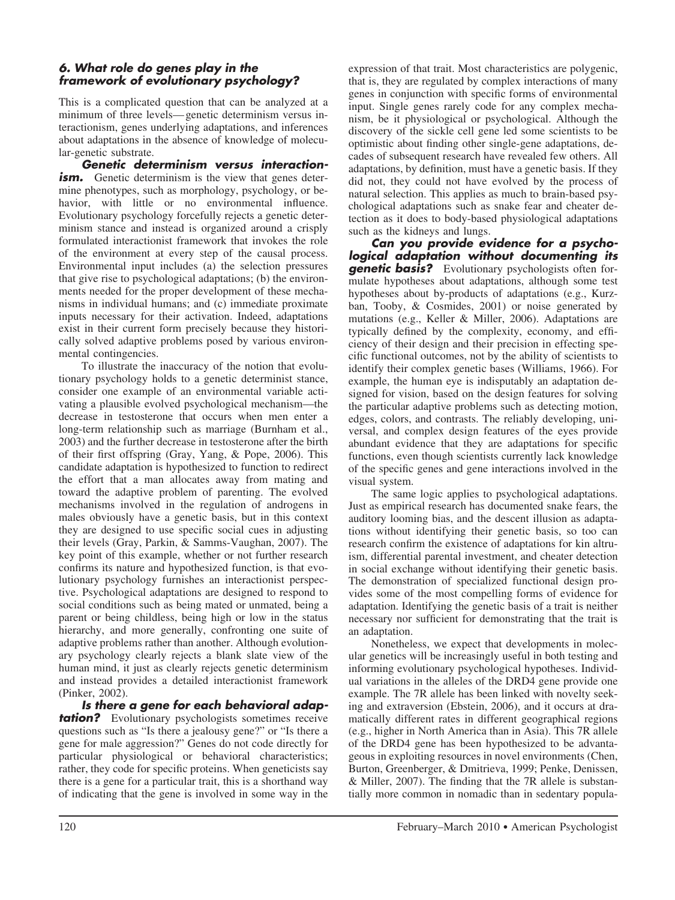### *6. What role do genes play in the framework of evolutionary psychology?*

This is a complicated question that can be analyzed at a minimum of three levels—genetic determinism versus interactionism, genes underlying adaptations, and inferences about adaptations in the absence of knowledge of molecular-genetic substrate.

***Genetic determinism versus interactionism.*** Genetic determinism is the view that genes determine phenotypes, such as morphology, psychology, or behavior, with little or no environmental influence. Evolutionary psychology forcefully rejects a genetic determinism stance and instead is organized around a crisply formulated interactionist framework that invokes the role of the environment at every step of the causal process. Environmental input includes (a) the selection pressures that give rise to psychological adaptations; (b) the environments needed for the proper development of these mechanisms in individual humans; and (c) immediate proximate inputs necessary for their activation. Indeed, adaptations exist in their current form precisely because they historically solved adaptive problems posed by various environmental contingencies.

To illustrate the inaccuracy of the notion that evolutionary psychology holds to a genetic determinist stance, consider one example of an environmental variable activating a plausible evolved psychological mechanism—the decrease in testosterone that occurs when men enter a long-term relationship such as marriage (Burnham et al., 2003) and the further decrease in testosterone after the birth of their first offspring (Gray, Yang, & Pope, 2006). This candidate adaptation is hypothesized to function to redirect the effort that a man allocates away from mating and toward the adaptive problem of parenting. The evolved mechanisms involved in the regulation of androgens in males obviously have a genetic basis, but in this context they are designed to use specific social cues in adjusting their levels (Gray, Parkin, & Samms-Vaughan, 2007). The key point of this example, whether or not further research confirms its nature and hypothesized function, is that evolutionary psychology furnishes an interactionist perspective. Psychological adaptations are designed to respond to social conditions such as being mated or unmated, being a parent or being childless, being high or low in the status hierarchy, and more generally, confronting one suite of adaptive problems rather than another. Although evolutionary psychology clearly rejects a blank slate view of the human mind, it just as clearly rejects genetic determinism and instead provides a detailed interactionist framework (Pinker, 2002).

***Is there a gene for each behavioral adaptation?*** Evolutionary psychologists sometimes receive questions such as "Is there a jealousy gene?" or "Is there a gene for male aggression?" Genes do not code directly for particular physiological or behavioral characteristics; rather, they code for specific proteins. When geneticists say there is a gene for a particular trait, this is a shorthand way of indicating that the gene is involved in some way in the expression of that trait. Most characteristics are polygenic, that is, they are regulated by complex interactions of many genes in conjunction with specific forms of environmental input. Single genes rarely code for any complex mechanism, be it physiological or psychological. Although the discovery of the sickle cell gene led some scientists to be optimistic about finding other single-gene adaptations, decades of subsequent research have revealed few others. All adaptations, by definition, must have a genetic basis. If they did not, they could not have evolved by the process of natural selection. This applies as much to brain-based psychological adaptations such as snake fear and cheater detection as it does to body-based physiological adaptations such as the kidneys and lungs.

***Can you provide evidence for a psychological adaptation without documenting its genetic basis?*** Evolutionary psychologists often formulate hypotheses about adaptations, although some test hypotheses about by-products of adaptations (e.g., Kurzban, Tooby, & Cosmides, 2001) or noise generated by mutations (e.g., Keller & Miller, 2006). Adaptations are typically defined by the complexity, economy, and efficiency of their design and their precision in effecting specific functional outcomes, not by the ability of scientists to identify their complex genetic bases (Williams, 1966). For example, the human eye is indisputably an adaptation designed for vision, based on the design features for solving the particular adaptive problems such as detecting motion, edges, colors, and contrasts. The reliably developing, universal, and complex design features of the eyes provide abundant evidence that they are adaptations for specific functions, even though scientists currently lack knowledge of the specific genes and gene interactions involved in the visual system.

The same logic applies to psychological adaptations. Just as empirical research has documented snake fears, the auditory looming bias, and the descent illusion as adaptations without identifying their genetic basis, so too can research confirm the existence of adaptations for kin altruism, differential parental investment, and cheater detection in social exchange without identifying their genetic basis. The demonstration of specialized functional design provides some of the most compelling forms of evidence for adaptation. Identifying the genetic basis of a trait is neither necessary nor sufficient for demonstrating that the trait is an adaptation.

Nonetheless, we expect that developments in molecular genetics will be increasingly useful in both testing and informing evolutionary psychological hypotheses. Individual variations in the alleles of the DRD4 gene provide one example. The 7R allele has been linked with novelty seeking and extraversion (Ebstein, 2006), and it occurs at dramatically different rates in different geographical regions (e.g., higher in North America than in Asia). This 7R allele of the DRD4 gene has been hypothesized to be advantageous in exploiting resources in novel environments (Chen, Burton, Greenberger, & Dmitrieva, 1999; Penke, Denissen, & Miller, 2007). The finding that the 7R allele is substantially more common in nomadic than in sedentary popula-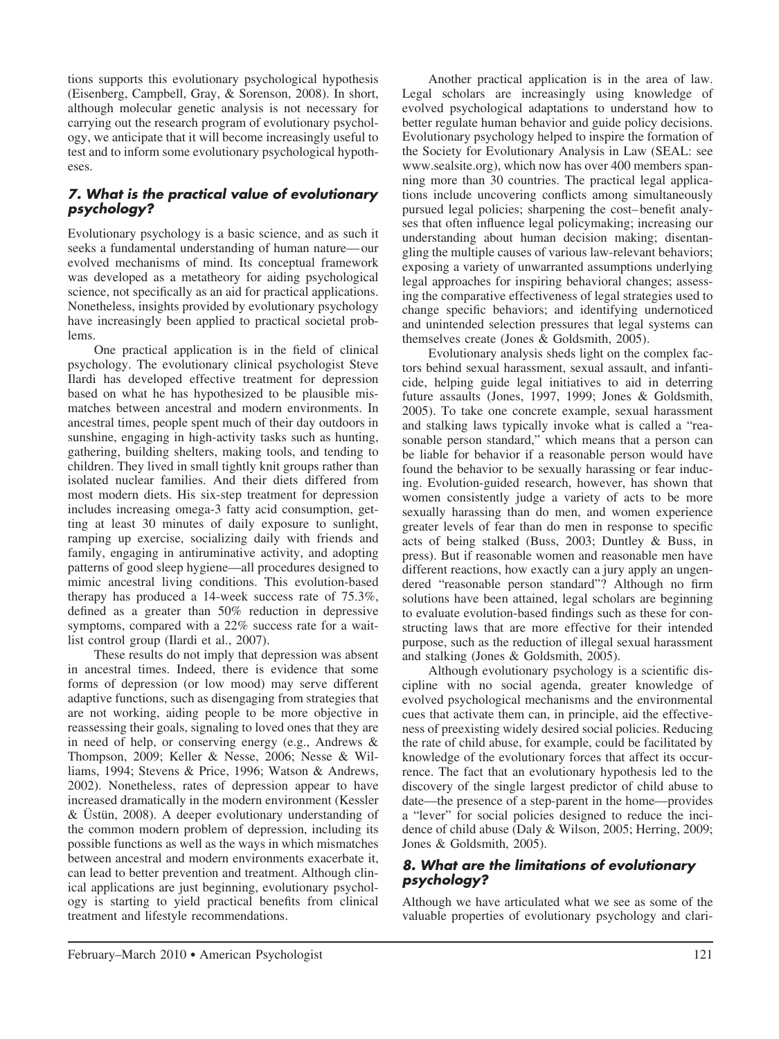tions supports this evolutionary psychological hypothesis (Eisenberg, Campbell, Gray, & Sorenson, 2008). In short, although molecular genetic analysis is not necessary for carrying out the research program of evolutionary psychology, we anticipate that it will become increasingly useful to test and to inform some evolutionary psychological hypotheses.

### 7. What is the practical value of evolutionary psychology?

Evolutionary psychology is a basic science, and as such it seeks a fundamental understanding of human nature—our evolved mechanisms of mind. Its conceptual framework was developed as a metatheory for aiding psychological science, not specifically as an aid for practical applications. Nonetheless, insights provided by evolutionary psychology have increasingly been applied to practical societal problems.

One practical application is in the field of clinical psychology. The evolutionary clinical psychologist Steve Ilardi has developed effective treatment for depression based on what he has hypothesized to be plausible mismatches between ancestral and modern environments. In ancestral times, people spent much of their day outdoors in sunshine, engaging in high-activity tasks such as hunting, gathering, building shelters, making tools, and tending to children. They lived in small tightly knit groups rather than isolated nuclear families. And their diets differed from most modern diets. His six-step treatment for depression includes increasing omega-3 fatty acid consumption, getting at least 30 minutes of daily exposure to sunlight, ramping up exercise, socializing daily with friends and family, engaging in antiruminative activity, and adopting patterns of good sleep hygiene—all procedures designed to mimic ancestral living conditions. This evolution-based therapy has produced a 14-week success rate of 75.3%, defined as a greater than 50% reduction in depressive symptoms, compared with a 22% success rate for a wait-list control group (Ilardi et al., 2007).

These results do not imply that depression was absent in ancestral times. Indeed, there is evidence that some forms of depression (or low mood) may serve different adaptive functions, such as disengaging from strategies that are not working, aiding people to be more objective in reassessing their goals, signaling to loved ones that they are in need of help, or conserving energy (e.g., Andrews & Thompson, 2009; Keller & Nesse, 2006; Nesse & Williams, 1994; Stevens & Price, 1996; Watson & Andrews, 2002). Nonetheless, rates of depression appear to have increased dramatically in the modern environment (Kessler & Üstün, 2008). A deeper evolutionary understanding of the common modern problem of depression, including its possible functions as well as the ways in which mismatches between ancestral and modern environments exacerbate it, can lead to better prevention and treatment. Although clinical applications are just beginning, evolutionary psychology is starting to yield practical benefits from clinical treatment and lifestyle recommendations.

Another practical application is in the area of law. Legal scholars are increasingly using knowledge of evolved psychological adaptations to understand how to better regulate human behavior and guide policy decisions. Evolutionary psychology helped to inspire the formation of the Society for Evolutionary Analysis in Law (SEAL: see www.sealsite.org), which now has over 400 members spanning more than 30 countries. The practical legal applications include uncovering conflicts among simultaneously pursued legal policies; sharpening the cost–benefit analyses that often influence legal policymaking; increasing our understanding about human decision making; disentangling the multiple causes of various law-relevant behaviors; exposing a variety of unwarranted assumptions underlying legal approaches for inspiring behavioral changes; assessing the comparative effectiveness of legal strategies used to change specific behaviors; and identifying undernoticed and unintended selection pressures that legal systems can themselves create (Jones & Goldsmith, 2005).

Evolutionary analysis sheds light on the complex factors behind sexual harassment, sexual assault, and infanticide, helping guide legal initiatives to aid in deterring future assaults (Jones, 1997, 1999; Jones & Goldsmith, 2005). To take one concrete example, sexual harassment and stalking laws typically invoke what is called a "reasonable person standard," which means that a person can be liable for behavior if a reasonable person would have found the behavior to be sexually harassing or fear inducing. Evolution-guided research, however, has shown that women consistently judge a variety of acts to be more sexually harassing than do men, and women experience greater levels of fear than do men in response to specific acts of being stalked (Buss, 2003; Duntley & Buss, in press). But if reasonable women and reasonable men have different reactions, how exactly can a jury apply an ungendered "reasonable person standard"? Although no firm solutions have been attained, legal scholars are beginning to evaluate evolution-based findings such as these for constructing laws that are more effective for their intended purpose, such as the reduction of illegal sexual harassment and stalking (Jones & Goldsmith, 2005).

Although evolutionary psychology is a scientific discipline with no social agenda, greater knowledge of evolved psychological mechanisms and the environmental cues that activate them can, in principle, aid the effectiveness of preexisting widely desired social policies. Reducing the rate of child abuse, for example, could be facilitated by knowledge of the evolutionary forces that affect its occurrence. The fact that an evolutionary hypothesis led to the discovery of the single largest predictor of child abuse to date—the presence of a step-parent in the home—provides a "lever" for social policies designed to reduce the incidence of child abuse (Daly & Wilson, 2005; Herring, 2009; Jones & Goldsmith, 2005).

### 8. What are the limitations of evolutionary psychology?

Although we have articulated what we see as some of the valuable properties of evolutionary psychology and clari-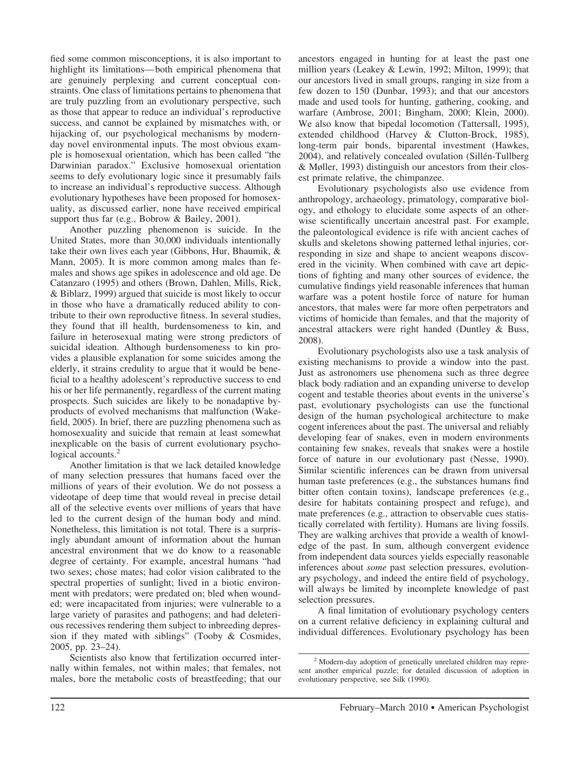fied some common misconceptions, it is also important to highlight its limitations—both empirical phenomena that are genuinely perplexing and current conceptual constraints. One class of limitations pertains to phenomena that are truly puzzling from an evolutionary perspective, such as those that appear to reduce an individual's reproductive success, and cannot be explained by mismatches with, or hijacking of, our psychological mechanisms by modern-day novel environmental inputs. The most obvious example is homosexual orientation, which has been called "the Darwinian paradox." Exclusive homosexual orientation seems to defy evolutionary logic since it presumably fails to increase an individual's reproductive success. Although evolutionary hypotheses have been proposed for homosexuality, as discussed earlier, none have received empirical support thus far (e.g., Bobrow & Bailey, 2001).

Another puzzling phenomenon is suicide. In the United States, more than 30,000 individuals intentionally take their own lives each year (Gibbons, Hur, Bhaumik, & Mann, 2005). It is more common among males than females and shows age spikes in adolescence and old age. De Catanzaro (1995) and others (Brown, Dahlen, Mills, Rick, & Biblarz, 1999) argued that suicide is most likely to occur in those who have a dramatically reduced ability to contribute to their own reproductive fitness. In several studies, they found that ill health, burdensomeness to kin, and failure in heterosexual mating were strong predictors of suicidal ideation. Although burdensomeness to kin provides a plausible explanation for some suicides among the elderly, it strains credulity to argue that it would be beneficial to a healthy adolescent's reproductive success to end his or her life permanently, regardless of the current mating prospects. Such suicides are likely to be nonadaptive byproducts of evolved mechanisms that malfunction (Wakefield, 2005). In brief, there are puzzling phenomena such as homosexuality and suicide that remain at least somewhat inexplicable on the basis of current evolutionary psychological accounts.[2]

Another limitation is that we lack detailed knowledge of many selection pressures that humans faced over the millions of years of their evolution. We do not possess a videotape of deep time that would reveal in precise detail all of the selective events over millions of years that have led to the current design of the human body and mind. Nonetheless, this limitation is not total. There is a surprisingly abundant amount of information about the human ancestral environment that we do know to a reasonable degree of certainty. For example, ancestral humans "had two sexes; chose mates; had color vision calibrated to the spectral properties of sunlight; lived in a biotic environment with predators; were predated on; bled when wounded; were incapacitated from injuries; were vulnerable to a large variety of parasites and pathogens; and had deleterious recessives rendering them subject to inbreeding depression if they mated with siblings" (Tooby & Cosmides, 2005, pp. 23–24).

Scientists also know that fertilization occurred internally within females, not within males; that females, not males, bore the metabolic costs of breastfeeding; that our ancestors engaged in hunting for at least the past one million years (Leakey & Lewin, 1992; Milton, 1999); that our ancestors lived in small groups, ranging in size from a few dozen to 150 (Dunbar, 1993); and that our ancestors made and used tools for hunting, gathering, cooking, and warfare (Ambrose, 2001; Bingham, 2000; Klein, 2000). We also know that bipedal locomotion (Tattersall, 1995), extended childhood (Harvey & Clutton-Brock, 1985), long-term pair bonds, biparental investment (Hawkes, 2004), and relatively concealed ovulation (Sillén-Tullberg & Møller, 1993) distinguish our ancestors from their closest primate relative, the chimpanzee.

Evolutionary psychologists also use evidence from anthropology, archaeology, primatology, comparative biology, and ethology to elucidate some aspects of an otherwise scientifically uncertain ancestral past. For example, the paleontological evidence is rife with ancient caches of skulls and skeletons showing patterned lethal injuries, corresponding in size and shape to ancient weapons discovered in the vicinity. When combined with cave art depictions of fighting and many other sources of evidence, the cumulative findings yield reasonable inferences that human warfare was a potent hostile force of nature for human ancestors, that males were far more often perpetrators and victims of homicide than females, and that the majority of ancestral attackers were right handed (Duntley & Buss, 2008).

Evolutionary psychologists also use a task analysis of existing mechanisms to provide a window into the past. Just as astronomers use phenomena such as three degree black body radiation and an expanding universe to develop cogent and testable theories about events in the universe's past, evolutionary psychologists can use the functional design of the human psychological architecture to make cogent inferences about the past. The universal and reliably developing fear of snakes, even in modern environments containing few snakes, reveals that snakes were a hostile force of nature in our evolutionary past (Nesse, 1990). Similar scientific inferences can be drawn from universal human taste preferences (e.g., the substances humans find bitter often contain toxins), landscape preferences (e.g., desire for habitats containing prospect and refuge), and mate preferences (e.g., attraction to observable cues statistically correlated with fertility). Humans are living fossils. They are walking archives that provide a wealth of knowledge of the past. In sum, although convergent evidence from independent data sources yields especially reasonable inferences about *some* past selection pressures, evolutionary psychology, and indeed the entire field of psychology, will always be limited by incomplete knowledge of past selection pressures.

A final limitation of evolutionary psychology centers on a current relative deficiency in explaining cultural and individual differences. Evolutionary psychology has been

[2] Modern-day adoption of genetically unrelated children may represent another empirical puzzle; for detailed discussion of adoption in evolutionary perspective, see Silk (1990).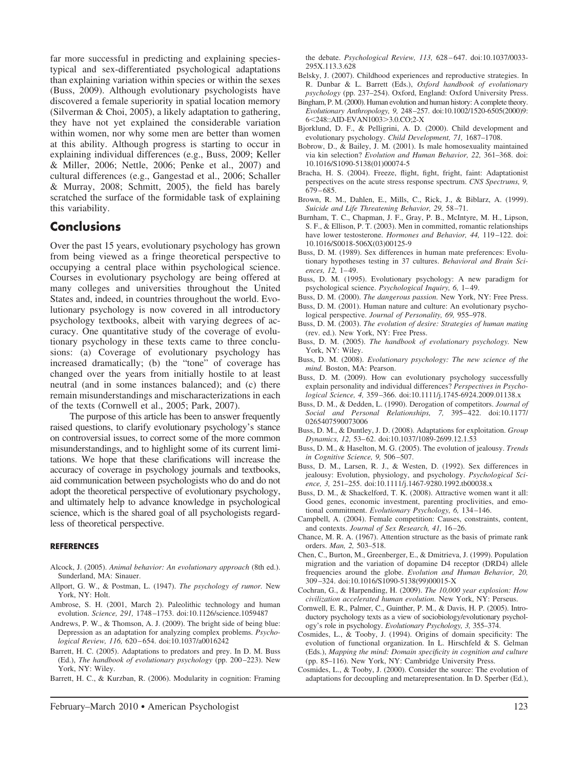far more successful in predicting and explaining species-typical and sex-differentiated psychological adaptations than explaining variation within species or within the sexes (Buss, 2009). Although evolutionary psychologists have discovered a female superiority in spatial location memory (Silverman & Choi, 2005), a likely adaptation to gathering, they have not yet explained the considerable variation within women, nor why some men are better than women at this ability. Although progress is starting to occur in explaining individual differences (e.g., Buss, 2009; Keller & Miller, 2006; Nettle, 2006; Penke et al., 2007) and cultural differences (e.g., Gangestad et al., 2006; Schaller & Murray, 2008; Schmitt, 2005), the field has barely scratched the surface of the formidable task of explaining this variability.

## Conclusions

Over the past 15 years, evolutionary psychology has grown from being viewed as a fringe theoretical perspective to occupying a central place within psychological science. Courses in evolutionary psychology are being offered at many colleges and universities throughout the United States and, indeed, in countries throughout the world. Evolutionary psychology is now covered in all introductory psychology textbooks, albeit with varying degrees of accuracy. One quantitative study of the coverage of evolutionary psychology in these texts came to three conclusions: (a) Coverage of evolutionary psychology has increased dramatically; (b) the "tone" of coverage has changed over the years from initially hostile to at least neutral (and in some instances balanced); and (c) there remain misunderstandings and mischaracterizations in each of the texts (Cornwell et al., 2005; Park, 2007).

The purpose of this article has been to answer frequently raised questions, to clarify evolutionary psychology's stance on controversial issues, to correct some of the more common misunderstandings, and to highlight some of its current limitations. We hope that these clarifications will increase the accuracy of coverage in psychology journals and textbooks, aid communication between psychologists who do and do not adopt the theoretical perspective of evolutionary psychology, and ultimately help to advance knowledge in psychological science, which is the shared goal of all psychologists regardless of theoretical perspective.

### REFERENCES

Alcock, J. (2005). *Animal behavior: An evolutionary approach* (8th ed.). Sunderland, MA: Sinauer.

Allport, G. W., & Postman, L. (1947). *The psychology of rumor.* New York, NY: Holt.

Ambrose, S. H. (2001, March 2). Paleolithic technology and human evolution. *Science, 291,* 1748–1753. doi:10.1126/science.1059487

Andrews, P. W., & Thomson, A. J. (2009). The bright side of being blue: Depression as an adaptation for analyzing complex problems. *Psychological Review, 116,* 620–654. doi:10.1037/a0016242

Barrett, H. C. (2005). Adaptations to predators and prey. In D. M. Buss (Ed.), *The handbook of evolutionary psychology* (pp. 200–223). New York, NY: Wiley.

Barrett, H. C., & Kurzban, R. (2006). Modularity in cognition: Framing the debate. *Psychological Review, 113,* 628–647. doi:10.1037/0033-295X.113.3.628

Belsky, J. (2007). Childhood experiences and reproductive strategies. In R. Dunbar & L. Barrett (Eds.), *Oxford handbook of evolutionary psychology* (pp. 237–254). Oxford, England: Oxford University Press.

Bingham, P. M. (2000). Human evolution and human history: A complete theory. *Evolutionary Anthropology, 9,* 248–257. doi:10.1002/1520-6505(2000)9:6<248::AID-EVAN1003>3.0.CO;2-X

Bjorklund, D. F., & Pelligrini, A. D. (2000). Child development and evolutionary psychology. *Child Development, 71,* 1687–1708.

Bobrow, D., & Bailey, J. M. (2001). Is male homosexuality maintained via kin selection? *Evolution and Human Behavior, 22,* 361–368. doi:10.1016/S1090-5138(01)00074-5

Bracha, H. S. (2004). Freeze, flight, fight, fright, faint: Adaptationist perspectives on the acute stress response spectrum. *CNS Spectrums, 9,* 679–685.

Brown, R. M., Dahlen, E., Mills, C., Rick, J., & Biblarz, A. (1999). *Suicide and Life Threatening Behavior, 29,* 58–71.

Burnham, T. C., Chapman, J. F., Gray, P. B., McIntyre, M. H., Lipson, S. F., & Ellison, P. T. (2003). Men in committed, romantic relationships have lower testosterone. *Hormones and Behavior, 44,* 119–122. doi:10.1016/S0018-506X(03)00125-9

Buss, D. M. (1989). Sex differences in human mate preferences: Evolutionary hypotheses testing in 37 cultures. *Behavioral and Brain Sciences, 12,* 1–49.

Buss, D. M. (1995). Evolutionary psychology: A new paradigm for psychological science. *Psychological Inquiry, 6,* 1–49.

Buss, D. M. (2000). *The dangerous passion.* New York, NY: Free Press.

Buss, D. M. (2001). Human nature and culture: An evolutionary psychological perspective. *Journal of Personality, 69,* 955–978.

Buss, D. M. (2003). *The evolution of desire: Strategies of human mating* (rev. ed.). New York, NY: Free Press.

Buss, D. M. (2005). *The handbook of evolutionary psychology.* New York, NY: Wiley.

Buss, D. M. (2008). *Evolutionary psychology: The new science of the mind.* Boston, MA: Pearson.

Buss, D. M. (2009). How can evolutionary psychology successfully explain personality and individual differences? *Perspectives in Psychological Science, 4,* 359–366. doi:10.1111/j.1745-6924.2009.01138.x

Buss, D. M., & Dedden, L. (1990). Derogation of competitors. *Journal of Social and Personal Relationships, 7,* 395–422. doi:10.1177/0265407590073006

Buss, D. M., & Duntley, J. D. (2008). Adaptations for exploitation. *Group Dynamics, 12,* 53–62. doi:10.1037/1089-2699.12.1.53

Buss, D. M., & Haselton, M. G. (2005). The evolution of jealousy. *Trends in Cognitive Science, 9,* 506–507.

Buss, D. M., Larsen, R. J., & Westen, D. (1992). Sex differences in jealousy: Evolution, physiology, and psychology. *Psychological Science, 3,* 251–255. doi:10.1111/j.1467-9280.1992.tb00038.x

Buss, D. M., & Shackelford, T. K. (2008). Attractive women want it all: Good genes, economic investment, parenting proclivities, and emotional commitment. *Evolutionary Psychology, 6,* 134–146.

Campbell, A. (2004). Female competition: Causes, constraints, content, and contexts. *Journal of Sex Research, 41,* 16–26.

Chance, M. R. A. (1967). Attention structure as the basis of primate rank orders. *Man, 2,* 503–518.

Chen, C., Burton, M., Greenberger, E., & Dmitrieva, J. (1999). Population migration and the variation of dopamine D4 receptor (DRD4) allele frequencies around the globe. *Evolution and Human Behavior, 20,* 309–324. doi:10.1016/S1090-5138(99)00015-X

Cochran, G., & Harpending, H. (2009). *The 10,000 year explosion: How civilization accelerated human evolution.* New York, NY: Perseus.

Cornwell, E. R., Palmer, C., Guinther, P. M., & Davis, H. P. (2005). Introductory psychology texts as a view of sociobiology/evolutionary psychology's role in psychology. *Evolutionary Psychology, 3,* 355–374.

Cosmides, L., & Tooby, J. (1994). Origins of domain specificity: The evolution of functional organization. In L. Hirschfeld & S. Gelman (Eds.), *Mapping the mind: Domain specificity in cognition and culture* (pp. 85–116). New York, NY: Cambridge University Press.

Cosmides, L., & Tooby, J. (2000). Consider the source: The evolution of adaptations for decoupling and metarepresentation. In D. Sperber (Ed.),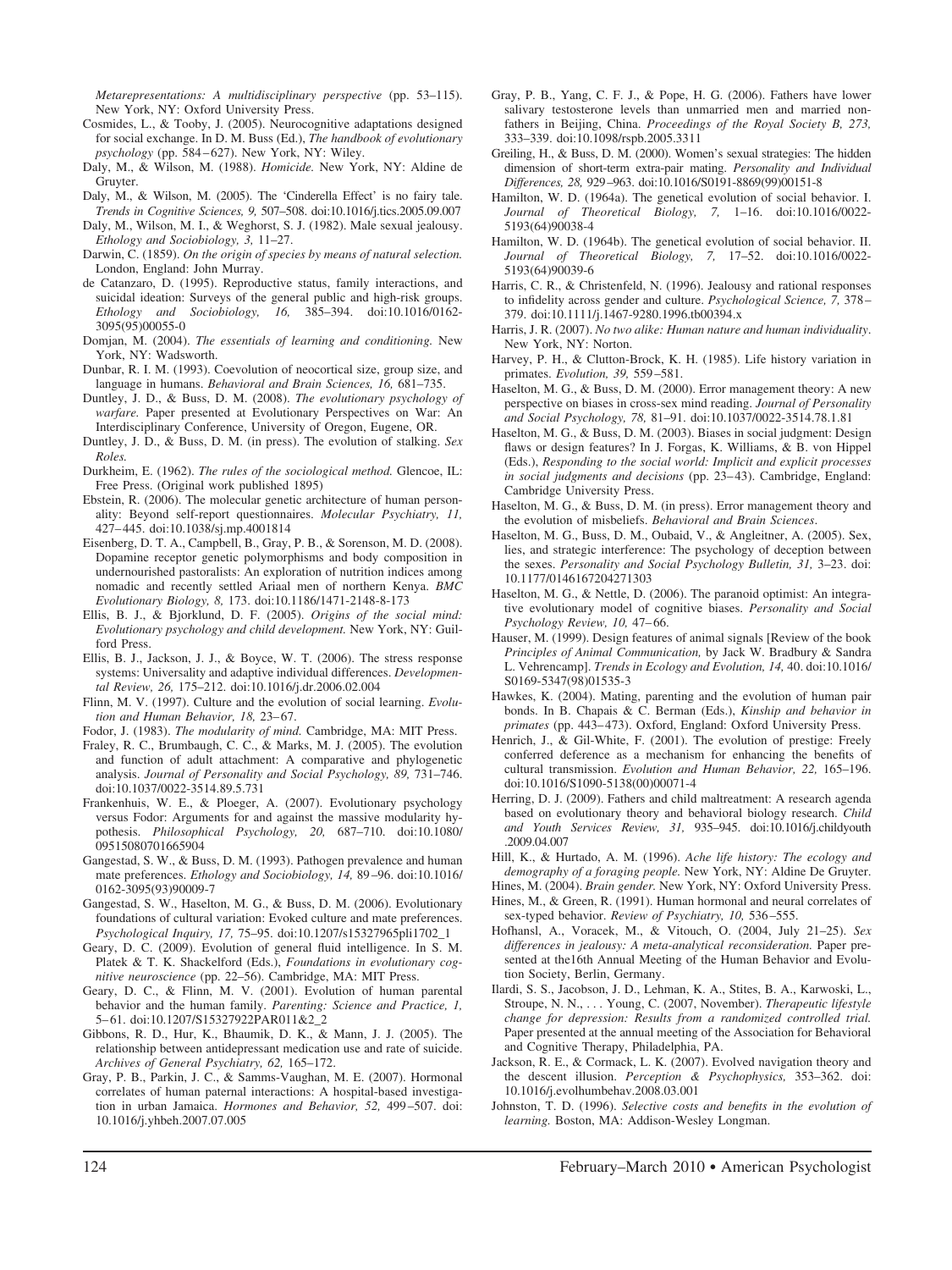*Metarepresentations: A multidisciplinary perspective* (pp. 53–115). New York, NY: Oxford University Press.

Cosmides, L., & Tooby, J. (2005). Neurocognitive adaptations designed for social exchange. In D. M. Buss (Ed.), *The handbook of evolutionary psychology* (pp. 584–627). New York, NY: Wiley.

Daly, M., & Wilson, M. (1988). *Homicide.* New York, NY: Aldine de Gruyter.

Daly, M., & Wilson, M. (2005). The 'Cinderella Effect' is no fairy tale. *Trends in Cognitive Sciences, 9,* 507–508. doi:10.1016/j.tics.2005.09.007

Daly, M., Wilson, M. I., & Weghorst, S. J. (1982). Male sexual jealousy. *Ethology and Sociobiology, 3,* 11–27.

Darwin, C. (1859). *On the origin of species by means of natural selection.* London, England: John Murray.

de Catanzaro, D. (1995). Reproductive status, family interactions, and suicidal ideation: Surveys of the general public and high-risk groups. *Ethology and Sociobiology, 16,* 385–394. doi:10.1016/0162-3095(95)00055-0

Domjan, M. (2004). *The essentials of learning and conditioning.* New York, NY: Wadsworth.

Dunbar, R. I. M. (1993). Coevolution of neocortical size, group size, and language in humans. *Behavioral and Brain Sciences, 16,* 681–735.

Duntley, J. D., & Buss, D. M. (2008). *The evolutionary psychology of warfare.* Paper presented at Evolutionary Perspectives on War: An Interdisciplinary Conference, University of Oregon, Eugene, OR.

Duntley, J. D., & Buss, D. M. (in press). The evolution of stalking. *Sex Roles.*

Durkheim, E. (1962). *The rules of the sociological method.* Glencoe, IL: Free Press. (Original work published 1895)

Ebstein, R. (2006). The molecular genetic architecture of human personality: Beyond self-report questionnaires. *Molecular Psychiatry, 11,* 427–445. doi:10.1038/sj.mp.4001814

Eisenberg, D. T. A., Campbell, B., Gray, P. B., & Sorenson, M. D. (2008). Dopamine receptor genetic polymorphisms and body composition in undernourished pastoralists: An exploration of nutrition indices among nomadic and recently settled Ariaal men of northern Kenya. *BMC Evolutionary Biology, 8,* 173. doi:10.1186/1471-2148-8-173

Ellis, B. J., & Bjorklund, D. F. (2005). *Origins of the social mind: Evolutionary psychology and child development.* New York, NY: Guilford Press.

Ellis, B. J., Jackson, J. J., & Boyce, W. T. (2006). The stress response systems: Universality and adaptive individual differences. *Developmental Review, 26,* 175–212. doi:10.1016/j.dr.2006.02.004

Flinn, M. V. (1997). Culture and the evolution of social learning. *Evolution and Human Behavior, 18,* 23–67.

Fodor, J. (1983). *The modularity of mind.* Cambridge, MA: MIT Press.

Fraley, R. C., Brumbaugh, C. C., & Marks, M. J. (2005). The evolution and function of adult attachment: A comparative and phylogenetic analysis. *Journal of Personality and Social Psychology, 89,* 731–746. doi:10.1037/0022-3514.89.5.731

Frankenhuis, W. E., & Ploeger, A. (2007). Evolutionary psychology versus Fodor: Arguments for and against the massive modularity hypothesis. *Philosophical Psychology, 20,* 687–710. doi:10.1080/09515080701665904

Gangestad, S. W., & Buss, D. M. (1993). Pathogen prevalence and human mate preferences. *Ethology and Sociobiology, 14,* 89–96. doi:10.1016/0162-3095(93)90009-7

Gangestad, S. W., Haselton, M. G., & Buss, D. M. (2006). Evolutionary foundations of cultural variation: Evoked culture and mate preferences. *Psychological Inquiry, 17,* 75–95. doi:10.1207/s15327965pli1702_1

Geary, D. C. (2009). Evolution of general fluid intelligence. In S. M. Platek & T. K. Shackelford (Eds.), *Foundations in evolutionary cognitive neuroscience* (pp. 22–56). Cambridge, MA: MIT Press.

Geary, D. C., & Flinn, M. V. (2001). Evolution of human parental behavior and the human family. *Parenting: Science and Practice, 1,* 5–61. doi:10.1207/S15327922PAR011&2_2

Gibbons, R. D., Hur, K., Bhaumik, D. K., & Mann, J. J. (2005). The relationship between antidepressant medication use and rate of suicide. *Archives of General Psychiatry, 62,* 165–172.

Gray, P. B., Parkin, J. C., & Samms-Vaughan, M. E. (2007). Hormonal correlates of human paternal interactions: A hospital-based investigation in urban Jamaica. *Hormones and Behavior, 52,* 499–507. doi:10.1016/j.yhbeh.2007.07.005

Gray, P. B., Yang, C. F. J., & Pope, H. G. (2006). Fathers have lower salivary testosterone levels than unmarried men and married non-fathers in Beijing, China. *Proceedings of the Royal Society B, 273,* 333–339. doi:10.1098/rspb.2005.3311

Greiling, H., & Buss, D. M. (2000). Women's sexual strategies: The hidden dimension of short-term extra-pair mating. *Personality and Individual Differences, 28,* 929–963. doi:10.1016/S0191-8869(99)00151-8

Hamilton, W. D. (1964a). The genetical evolution of social behavior. I. *Journal of Theoretical Biology, 7,* 1–16. doi:10.1016/0022-5193(64)90038-4

Hamilton, W. D. (1964b). The genetical evolution of social behavior. II. *Journal of Theoretical Biology, 7,* 17–52. doi:10.1016/0022-5193(64)90039-6

Harris, C. R., & Christenfeld, N. (1996). Jealousy and rational responses to infidelity across gender and culture. *Psychological Science, 7,* 378–379. doi:10.1111/j.1467-9280.1996.tb00394.x

Harris, J. R. (2007). *No two alike: Human nature and human individuality.* New York, NY: Norton.

Harvey, P. H., & Clutton-Brock, K. H. (1985). Life history variation in primates. *Evolution, 39,* 559–581.

Haselton, M. G., & Buss, D. M. (2000). Error management theory: A new perspective on biases in cross-sex mind reading. *Journal of Personality and Social Psychology, 78,* 81–91. doi:10.1037/0022-3514.78.1.81

Haselton, M. G., & Buss, D. M. (2003). Biases in social judgment: Design flaws or design features? In J. Forgas, K. Williams, & B. von Hippel (Eds.), *Responding to the social world: Implicit and explicit processes in social judgments and decisions* (pp. 23–43). Cambridge, England: Cambridge University Press.

Haselton, M. G., & Buss, D. M. (in press). Error management theory and the evolution of misbeliefs. *Behavioral and Brain Sciences.*

Haselton, M. G., Buss, D. M., Oubaid, V., & Angleitner, A. (2005). Sex, lies, and strategic interference: The psychology of deception between the sexes. *Personality and Social Psychology Bulletin, 31,* 3–23. doi:10.1177/0146167204271303

Haselton, M. G., & Nettle, D. (2006). The paranoid optimist: An integrative evolutionary model of cognitive biases. *Personality and Social Psychology Review, 10,* 47–66.

Hauser, M. (1999). Design features of animal signals [Review of the book *Principles of Animal Communication,* by Jack W. Bradbury & Sandra L. Vehrencamp]. *Trends in Ecology and Evolution, 14,* 40. doi:10.1016/S0169-5347(98)01535-3

Hawkes, K. (2004). Mating, parenting and the evolution of human pair bonds. In B. Chapais & C. Berman (Eds.), *Kinship and behavior in primates* (pp. 443–473). Oxford, England: Oxford University Press.

Henrich, J., & Gil-White, F. (2001). The evolution of prestige: Freely conferred deference as a mechanism for enhancing the benefits of cultural transmission. *Evolution and Human Behavior, 22,* 165–196. doi:10.1016/S1090-5138(00)00071-4

Herring, D. J. (2009). Fathers and child maltreatment: A research agenda based on evolutionary theory and behavioral biology research. *Child and Youth Services Review, 31,* 935–945. doi:10.1016/j.childyouth.2009.04.007

Hill, K., & Hurtado, A. M. (1996). *Ache life history: The ecology and demography of a foraging people.* New York, NY: Aldine De Gruyter.

Hines, M. (2004). *Brain gender.* New York, NY: Oxford University Press.

Hines, M., & Green, R. (1991). Human hormonal and neural correlates of sex-typed behavior. *Review of Psychiatry, 10,* 536–555.

Hofhansl, A., Voracek, M., & Vitouch, O. (2004, July 21–25). *Sex differences in jealousy: A meta-analytical reconsideration.* Paper presented at the16th Annual Meeting of the Human Behavior and Evolution Society, Berlin, Germany.

Ilardi, S. S., Jacobson, J. D., Lehman, K. A., Stites, B. A., Karwoski, L., Stroupe, N. N., . . . Young, C. (2007, November). *Therapeutic lifestyle change for depression: Results from a randomized controlled trial.* Paper presented at the annual meeting of the Association for Behavioral and Cognitive Therapy, Philadelphia, PA.

Jackson, R. E., & Cormack, L. K. (2007). Evolved navigation theory and the descent illusion. *Perception & Psychophysics,* 353–362. doi:10.1016/j.evolhumbehav.2008.03.001

Johnston, T. D. (1996). *Selective costs and benefits in the evolution of learning.* Boston, MA: Addison-Wesley Longman.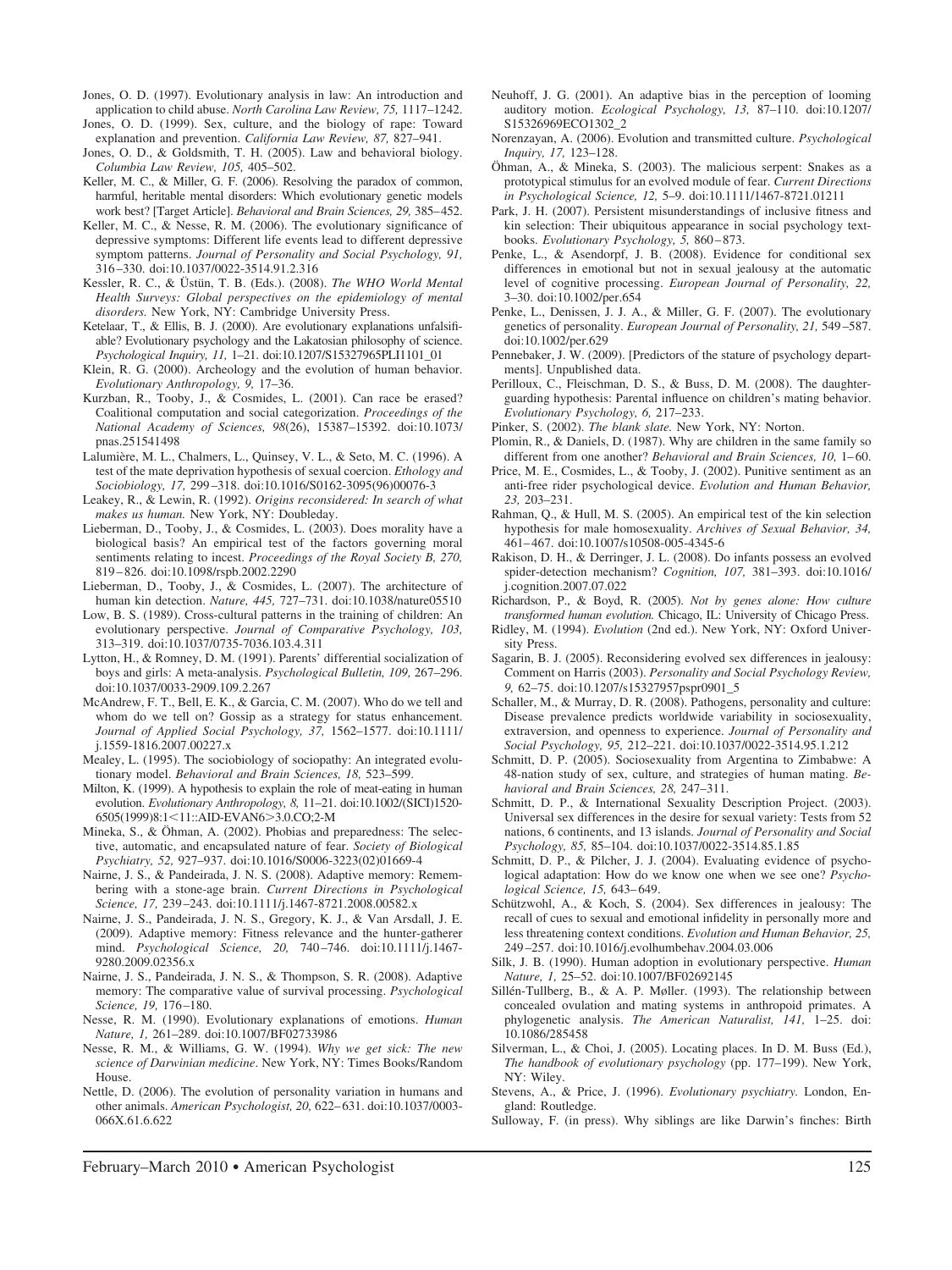Jones, O. D. (1997). Evolutionary analysis in law: An introduction and application to child abuse. *North Carolina Law Review, 75,* 1117–1242.

Jones, O. D. (1999). Sex, culture, and the biology of rape: Toward explanation and prevention. *California Law Review, 87,* 827–941.

Jones, O. D., & Goldsmith, T. H. (2005). Law and behavioral biology. *Columbia Law Review, 105,* 405–502.

Keller, M. C., & Miller, G. F. (2006). Resolving the paradox of common, harmful, heritable mental disorders: Which evolutionary genetic models work best? [Target Article]. *Behavioral and Brain Sciences, 29,* 385–452.

Keller, M. C., & Nesse, R. M. (2006). The evolutionary significance of depressive symptoms: Different life events lead to different depressive symptom patterns. *Journal of Personality and Social Psychology, 91,* 316–330. doi:10.1037/0022-3514.91.2.316

Kessler, R. C., & Üstün, T. B. (Eds.). (2008). *The WHO World Mental Health Surveys: Global perspectives on the epidemiology of mental disorders.* New York, NY: Cambridge University Press.

Ketelaar, T., & Ellis, B. J. (2000). Are evolutionary explanations unfalsifiable? Evolutionary psychology and the Lakatosian philosophy of science. *Psychological Inquiry, 11,* 1–21. doi:10.1207/S15327965PLI1101_01

Klein, R. G. (2000). Archeology and the evolution of human behavior. *Evolutionary Anthropology, 9,* 17–36.

Kurzban, R., Tooby, J., & Cosmides, L. (2001). Can race be erased? Coalitional computation and social categorization. *Proceedings of the National Academy of Sciences, 98*(26), 15387–15392. doi:10.1073/pnas.251541498

Lalumière, M. L., Chalmers, L., Quinsey, V. L., & Seto, M. C. (1996). A test of the mate deprivation hypothesis of sexual coercion. *Ethology and Sociobiology, 17,* 299–318. doi:10.1016/S0162-3095(96)00076-3

Leakey, R., & Lewin, R. (1992). *Origins reconsidered: In search of what makes us human.* New York, NY: Doubleday.

Lieberman, D., Tooby, J., & Cosmides, L. (2003). Does morality have a biological basis? An empirical test of the factors governing moral sentiments relating to incest. *Proceedings of the Royal Society B, 270,* 819–826. doi:10.1098/rspb.2002.2290

Lieberman, D., Tooby, J., & Cosmides, L. (2007). The architecture of human kin detection. *Nature, 445,* 727–731. doi:10.1038/nature05510

Low, B. S. (1989). Cross-cultural patterns in the training of children: An evolutionary perspective. *Journal of Comparative Psychology, 103,* 313–319. doi:10.1037/0735-7036.103.4.311

Lytton, H., & Romney, D. M. (1991). Parents' differential socialization of boys and girls: A meta-analysis. *Psychological Bulletin, 109,* 267–296. doi:10.1037/0033-2909.109.2.267

McAndrew, F. T., Bell, E. K., & Garcia, C. M. (2007). Who do we tell and whom do we tell on? Gossip as a strategy for status enhancement. *Journal of Applied Social Psychology, 37,* 1562–1577. doi:10.1111/j.1559-1816.2007.00227.x

Mealey, L. (1995). The sociobiology of sociopathy: An integrated evolutionary model. *Behavioral and Brain Sciences, 18,* 523–599.

Milton, K. (1999). A hypothesis to explain the role of meat-eating in human evolution. *Evolutionary Anthropology, 8,* 11–21. doi:10.1002/(SICI)1520-6505(1999)8:1<11::AID-EVAN6>3.0.CO;2-M

Mineka, S., & Öhman, A. (2002). Phobias and preparedness: The selective, automatic, and encapsulated nature of fear. *Society of Biological Psychiatry, 52,* 927–937. doi:10.1016/S0006-3223(02)01669-4

Nairne, J. S., & Pandeirada, J. N. S. (2008). Adaptive memory: Remembering with a stone-age brain. *Current Directions in Psychological Science, 17,* 239–243. doi:10.1111/j.1467-8721.2008.00582.x

Nairne, J. S., Pandeirada, J. N. S., Gregory, K. J., & Van Arsdall, J. E. (2009). Adaptive memory: Fitness relevance and the hunter-gatherer mind. *Psychological Science, 20,* 740–746. doi:10.1111/j.1467-9280.2009.02356.x

Nairne, J. S., Pandeirada, J. N. S., & Thompson, S. R. (2008). Adaptive memory: The comparative value of survival processing. *Psychological Science, 19,* 176–180.

Nesse, R. M. (1990). Evolutionary explanations of emotions. *Human Nature, 1,* 261–289. doi:10.1007/BF02733986

Nesse, R. M., & Williams, G. W. (1994). *Why we get sick: The new science of Darwinian medicine*. New York, NY: Times Books/Random House.

Nettle, D. (2006). The evolution of personality variation in humans and other animals. *American Psychologist, 20,* 622–631. doi:10.1037/0003-066X.61.6.622

Neuhoff, J. G. (2001). An adaptive bias in the perception of looming auditory motion. *Ecological Psychology, 13,* 87–110. doi:10.1207/S15326969ECO1302_2

Norenzayan, A. (2006). Evolution and transmitted culture. *Psychological Inquiry, 17,* 123–128.

Öhman, A., & Mineka, S. (2003). The malicious serpent: Snakes as a prototypical stimulus for an evolved module of fear. *Current Directions in Psychological Science, 12,* 5–9. doi:10.1111/1467-8721.01211

Park, J. H. (2007). Persistent misunderstandings of inclusive fitness and kin selection: Their ubiquitous appearance in social psychology textbooks. *Evolutionary Psychology, 5,* 860–873.

Penke, L., & Asendorpf, J. B. (2008). Evidence for conditional sex differences in emotional but not in sexual jealousy at the automatic level of cognitive processing. *European Journal of Personality, 22,* 3–30. doi:10.1002/per.654

Penke, L., Denissen, J. J. A., & Miller, G. F. (2007). The evolutionary genetics of personality. *European Journal of Personality, 21,* 549–587. doi:10.1002/per.629

Pennebaker, J. W. (2009). [Predictors of the stature of psychology departments]. Unpublished data.

Perilloux, C., Fleischman, D. S., & Buss, D. M. (2008). The daughter-guarding hypothesis: Parental influence on children's mating behavior. *Evolutionary Psychology, 6,* 217–233.

Pinker, S. (2002). *The blank slate.* New York, NY: Norton.

Plomin, R., & Daniels, D. (1987). Why are children in the same family so different from one another? *Behavioral and Brain Sciences, 10,* 1–60.

Price, M. E., Cosmides, L., & Tooby, J. (2002). Punitive sentiment as an anti-free rider psychological device. *Evolution and Human Behavior, 23,* 203–231.

Rahman, Q., & Hull, M. S. (2005). An empirical test of the kin selection hypothesis for male homosexuality. *Archives of Sexual Behavior, 34,* 461–467. doi:10.1007/s10508-005-4345-6

Rakison, D. H., & Derringer, J. L. (2008). Do infants possess an evolved spider-detection mechanism? *Cognition, 107,* 381–393. doi:10.1016/j.cognition.2007.07.022

Richardson, P., & Boyd, R. (2005). *Not by genes alone: How culture transformed human evolution.* Chicago, IL: University of Chicago Press.

Ridley, M. (1994). *Evolution* (2nd ed.). New York, NY: Oxford University Press.

Sagarin, B. J. (2005). Reconsidering evolved sex differences in jealousy: Comment on Harris (2003). *Personality and Social Psychology Review, 9,* 62–75. doi:10.1207/s15327957pspr0901_5

Schaller, M., & Murray, D. R. (2008). Pathogens, personality and culture: Disease prevalence predicts worldwide variability in sociosexuality, extraversion, and openness to experience. *Journal of Personality and Social Psychology, 95,* 212–221. doi:10.1037/0022-3514.95.1.212

Schmitt, D. P. (2005). Sociosexuality from Argentina to Zimbabwe: A 48-nation study of sex, culture, and strategies of human mating. *Behavioral and Brain Sciences, 28,* 247–311.

Schmitt, D. P., & International Sexuality Description Project. (2003). Universal sex differences in the desire for sexual variety: Tests from 52 nations, 6 continents, and 13 islands. *Journal of Personality and Social Psychology, 85,* 85–104. doi:10.1037/0022-3514.85.1.85

Schmitt, D. P., & Pilcher, J. J. (2004). Evaluating evidence of psychological adaptation: How do we know one when we see one? *Psychological Science, 15,* 643–649.

Schützwohl, A., & Koch, S. (2004). Sex differences in jealousy: The recall of cues to sexual and emotional infidelity in personally more and less threatening context conditions. *Evolution and Human Behavior, 25,* 249–257. doi:10.1016/j.evolhumbehav.2004.03.006

Silk, J. B. (1990). Human adoption in evolutionary perspective. *Human Nature, 1,* 25–52. doi:10.1007/BF02692145

Sillén-Tullberg, B., & A. P. Møller. (1993). The relationship between concealed ovulation and mating systems in anthropoid primates. A phylogenetic analysis. *The American Naturalist, 141,* 1–25. doi:10.1086/285458

Silverman, L., & Choi, J. (2005). Locating places. In D. M. Buss (Ed.), *The handbook of evolutionary psychology* (pp. 177–199). New York, NY: Wiley.

Stevens, A., & Price, J. (1996). *Evolutionary psychiatry.* London, England: Routledge.

Sulloway, F. (in press). Why siblings are like Darwin's finches: Birth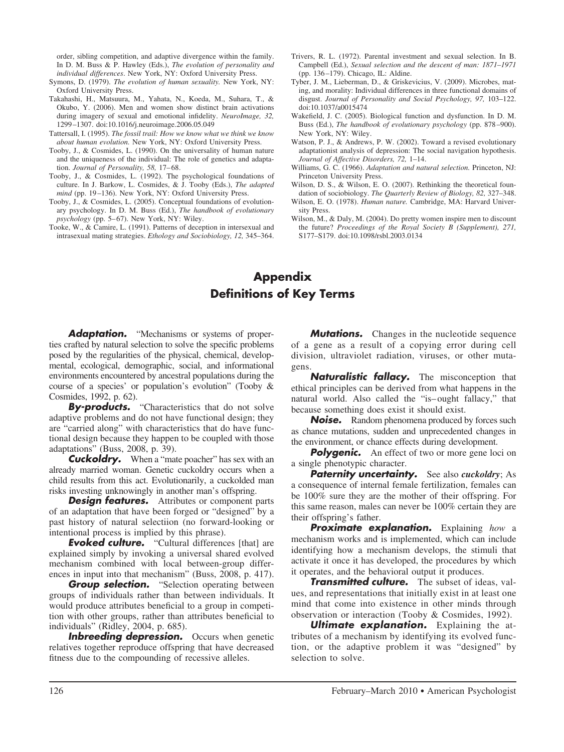order, sibling competition, and adaptive divergence within the family. In D. M. Buss & P. Hawley (Eds.), *The evolution of personality and individual differences*. New York, NY: Oxford University Press.

Symons, D. (1979). *The evolution of human sexuality.* New York, NY: Oxford University Press.

Takahashi, H., Matsuura, M., Yahata, N., Koeda, M., Suhara, T., & Okubo, Y. (2006). Men and women show distinct brain activations during imagery of sexual and emotional infidelity. *NeuroImage, 32,* 1299–1307. doi:10.1016/j.neuroimage.2006.05.049

Tattersall, I. (1995). *The fossil trail: How we know what we think we know about human evolution.* New York, NY: Oxford University Press.

Tooby, J., & Cosmides, L. (1990). On the universality of human nature and the uniqueness of the individual: The role of genetics and adaptation. *Journal of Personality, 58,* 17–68.

Tooby, J., & Cosmides, L. (1992). The psychological foundations of culture. In J. Barkow, L. Cosmides, & J. Tooby (Eds.), *The adapted mind* (pp. 19–136). New York, NY: Oxford University Press.

Tooby, J., & Cosmides, L. (2005). Conceptual foundations of evolutionary psychology. In D. M. Buss (Ed.), *The handbook of evolutionary psychology* (pp. 5–67). New York, NY: Wiley.

Tooke, W., & Camire, L. (1991). Patterns of deception in intersexual and intrasexual mating strategies. *Ethology and Sociobiology, 12,* 345–364.

Trivers, R. L. (1972). Parental investment and sexual selection. In B. Campbell (Ed.), *Sexual selection and the descent of man: 1871–1971* (pp. 136–179). Chicago, IL: Aldine.

Tyber, J. M., Lieberman, D., & Griskevicius, V. (2009). Microbes, mating, and morality: Individual differences in three functional domains of disgust. *Journal of Personality and Social Psychology, 97,* 103–122. doi:10.1037/a0015474

Wakefield, J. C. (2005). Biological function and dysfunction. In D. M. Buss (Ed.), *The handbook of evolutionary psychology* (pp. 878–900). New York, NY: Wiley.

Watson, P. J., & Andrews, P. W. (2002). Toward a revised evolutionary adaptationist analysis of depression: The social navigation hypothesis. *Journal of Affective Disorders, 72,* 1–14.

Williams, G. C. (1966). *Adaptation and natural selection.* Princeton, NJ: Princeton University Press.

Wilson, D. S., & Wilson, E. O. (2007). Rethinking the theoretical foundation of sociobiology. *The Quarterly Review of Biology, 82,* 327–348.

Wilson, E. O. (1978). *Human nature.* Cambridge, MA: Harvard University Press.

Wilson, M., & Daly, M. (2004). Do pretty women inspire men to discount the future? *Proceedings of the Royal Society B (Supplement), 271,* S177–S179. doi:10.1098/rsbl.2003.0134

# Appendix
## Definitions of Key Terms

***Adaptation.*** "Mechanisms or systems of properties crafted by natural selection to solve the specific problems posed by the regularities of the physical, chemical, developmental, ecological, demographic, social, and informational environments encountered by ancestral populations during the course of a species' or population's evolution" (Tooby & Cosmides, 1992, p. 62).

***By-products.*** "Characteristics that do not solve adaptive problems and do not have functional design; they are "carried along" with characteristics that do have functional design because they happen to be coupled with those adaptations" (Buss, 2008, p. 39).

***Cuckoldry.*** When a "mate poacher" has sex with an already married woman. Genetic cuckoldry occurs when a child results from this act. Evolutionarily, a cuckolded man risks investing unknowingly in another man's offspring.

***Design features.*** Attributes or component parts of an adaptation that have been forged or "designed" by a past history of natural selectiion (no forward-looking or intentional process is implied by this phrase).

***Evoked culture.*** "Cultural differences [that] are explained simply by invoking a universal shared evolved mechanism combined with local between-group differences in input into that mechanism" (Buss, 2008, p. 417).

***Group selection.*** "Selection operating between groups of individuals rather than between individuals. It would produce attributes beneficial to a group in competition with other groups, rather than attributes beneficial to individuals" (Ridley, 2004, p. 685).

***Inbreeding depression.*** Occurs when genetic relatives together reproduce offspring that have decreased fitness due to the compounding of recessive alleles.

***Mutations.*** Changes in the nucleotide sequence of a gene as a result of a copying error during cell division, ultraviolet radiation, viruses, or other mutagens.

***Naturalistic fallacy.*** The misconception that ethical principles can be derived from what happens in the natural world. Also called the "is–ought fallacy," that because something does exist it should exist.

***Noise.*** Random phenomena produced by forces such as chance mutations, sudden and unprecedented changes in the environment, or chance effects during development.

***Polygenic.*** An effect of two or more gene loci on a single phenotypic character.

***Paternity uncertainty.*** See also ***cuckoldry***; As a consequence of internal female fertilization, females can be 100% sure they are the mother of their offspring. For this same reason, males can never be 100% certain they are their offspring's father.

***Proximate explanation.*** Explaining *how* a mechanism works and is implemented, which can include identifying how a mechanism develops, the stimuli that activate it once it has developed, the procedures by which it operates, and the behavioral output it produces.

***Transmitted culture.*** The subset of ideas, values, and representations that initially exist in at least one mind that come into existence in other minds through observation or interaction (Tooby & Cosmides, 1992).

***Ultimate explanation.*** Explaining the attributes of a mechanism by identifying its evolved function, or the adaptive problem it was "designed" by selection to solve.